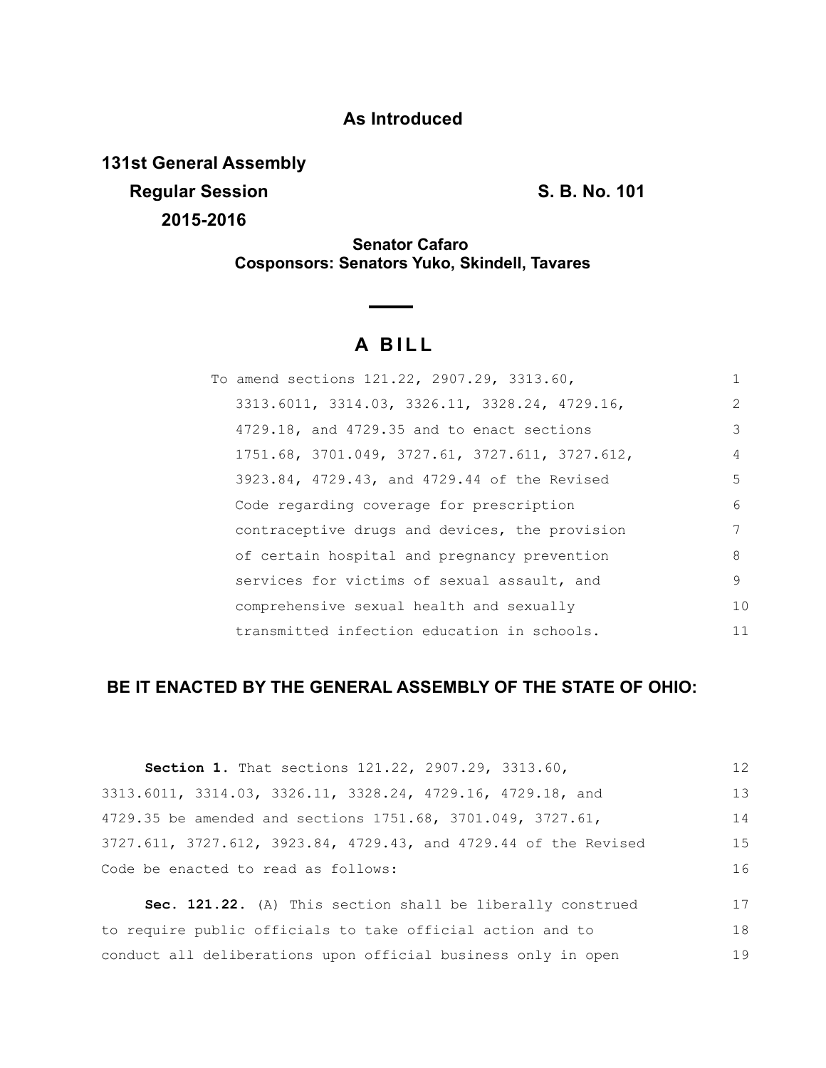# As Introduced

**131st General Assembly**
**Regular Session** **S. B. No. 101**
**2015-2016**

**Senator Cafaro**
**Cosponsors: Senators Yuko, Skindell, Tavares**

## A BILL

To amend sections 121.22, 2907.29, 3313.60, 3313.6011, 3314.03, 3326.11, 3328.24, 4729.16, 4729.18, and 4729.35 and to enact sections 1751.68, 3701.049, 3727.61, 3727.611, 3727.612, 3923.84, 4729.43, and 4729.44 of the Revised Code regarding coverage for prescription contraceptive drugs and devices, the provision of certain hospital and pregnancy prevention services for victims of sexual assault, and comprehensive sexual health and sexually transmitted infection education in schools.

**BE IT ENACTED BY THE GENERAL ASSEMBLY OF THE STATE OF OHIO:**

**Section 1.** That sections 121.22, 2907.29, 3313.60, 3313.6011, 3314.03, 3326.11, 3328.24, 4729.16, 4729.18, and 4729.35 be amended and sections 1751.68, 3701.049, 3727.61, 3727.611, 3727.612, 3923.84, 4729.43, and 4729.44 of the Revised Code be enacted to read as follows:

**Sec. 121.22.** (A) This section shall be liberally construed to require public officials to take official action and to conduct all deliberations upon official business only in open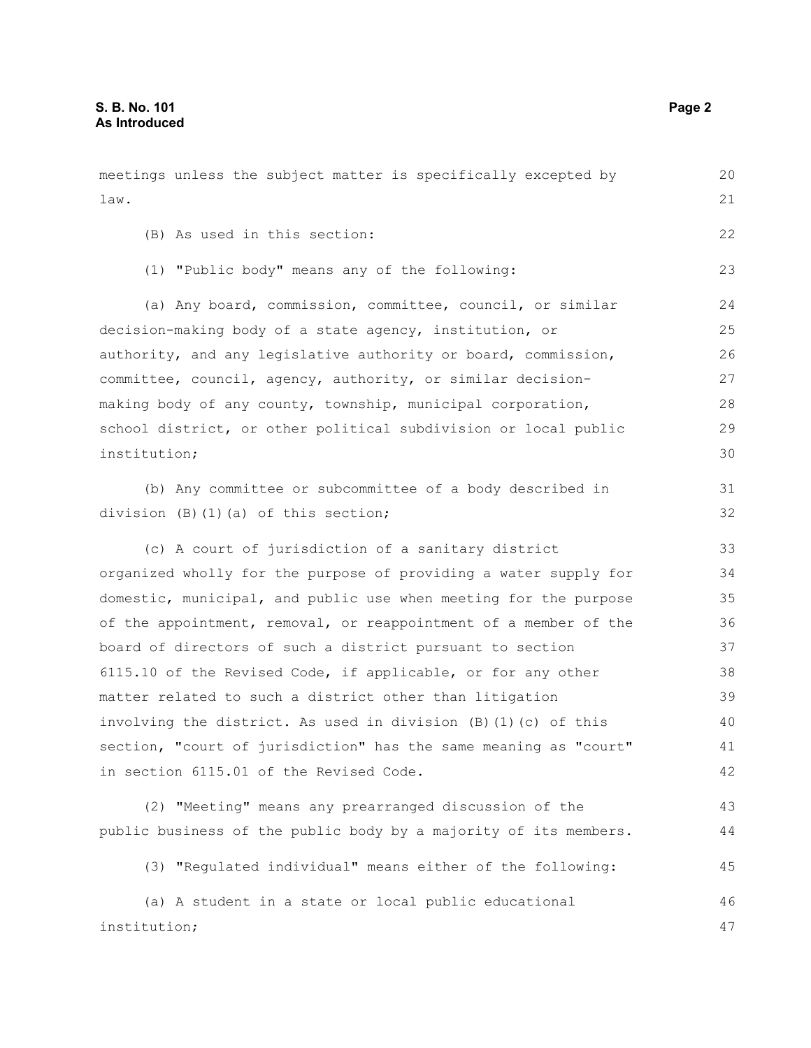meetings unless the subject matter is specifically excepted by law.

(B) As used in this section:

(1) "Public body" means any of the following:

(a) Any board, commission, committee, council, or similar decision-making body of a state agency, institution, or authority, and any legislative authority or board, commission, committee, council, agency, authority, or similar decision-making body of any county, township, municipal corporation, school district, or other political subdivision or local public institution;

(b) Any committee or subcommittee of a body described in division (B)(1)(a) of this section;

(c) A court of jurisdiction of a sanitary district organized wholly for the purpose of providing a water supply for domestic, municipal, and public use when meeting for the purpose of the appointment, removal, or reappointment of a member of the board of directors of such a district pursuant to section 6115.10 of the Revised Code, if applicable, or for any other matter related to such a district other than litigation involving the district. As used in division (B)(1)(c) of this section, "court of jurisdiction" has the same meaning as "court" in section 6115.01 of the Revised Code.

(2) "Meeting" means any prearranged discussion of the public business of the public body by a majority of its members.

(3) "Regulated individual" means either of the following:

(a) A student in a state or local public educational institution;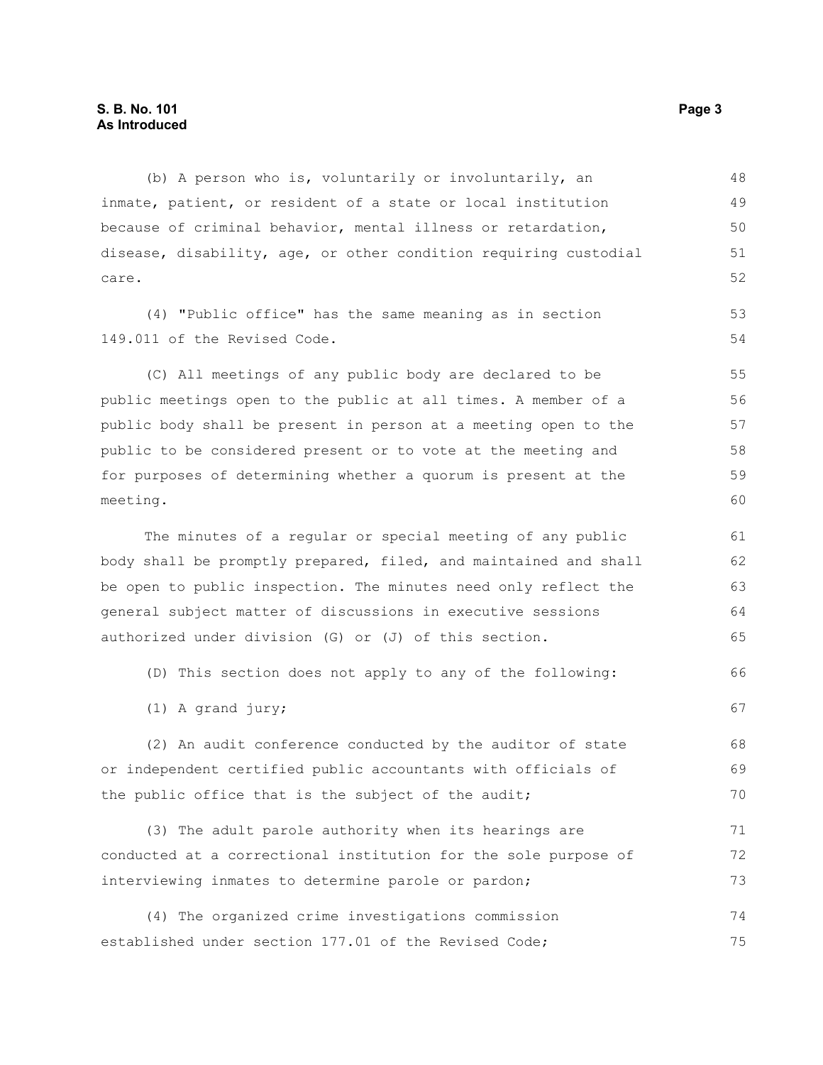(b) A person who is, voluntarily or involuntarily, an inmate, patient, or resident of a state or local institution because of criminal behavior, mental illness or retardation, disease, disability, age, or other condition requiring custodial care.

(4) "Public office" has the same meaning as in section 149.011 of the Revised Code.

(C) All meetings of any public body are declared to be public meetings open to the public at all times. A member of a public body shall be present in person at a meeting open to the public to be considered present or to vote at the meeting and for purposes of determining whether a quorum is present at the meeting.

The minutes of a regular or special meeting of any public body shall be promptly prepared, filed, and maintained and shall be open to public inspection. The minutes need only reflect the general subject matter of discussions in executive sessions authorized under division (G) or (J) of this section.

(D) This section does not apply to any of the following:

(1) A grand jury;

(2) An audit conference conducted by the auditor of state or independent certified public accountants with officials of the public office that is the subject of the audit;

(3) The adult parole authority when its hearings are conducted at a correctional institution for the sole purpose of interviewing inmates to determine parole or pardon;

(4) The organized crime investigations commission established under section 177.01 of the Revised Code;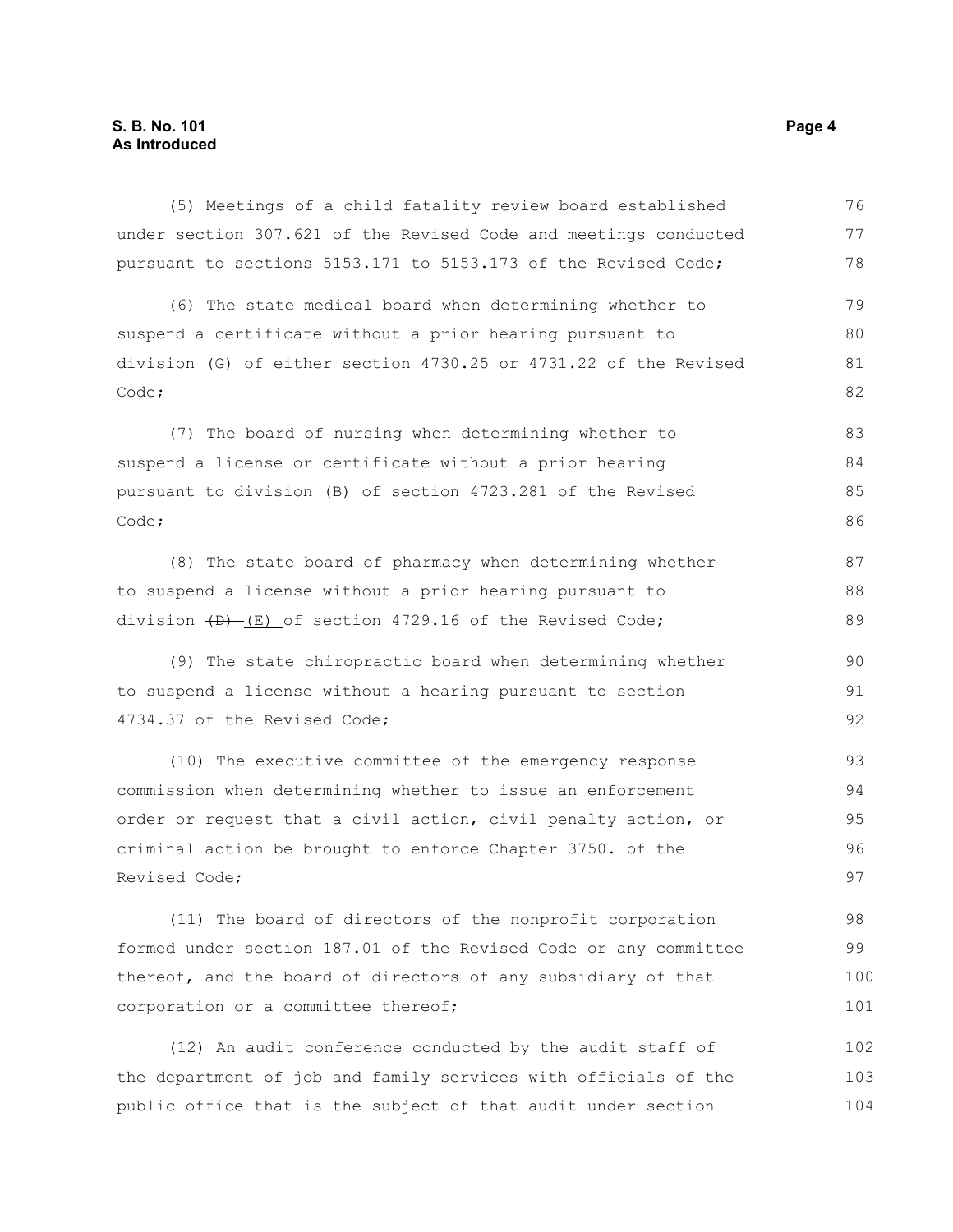(5) Meetings of a child fatality review board established under section 307.621 of the Revised Code and meetings conducted pursuant to sections 5153.171 to 5153.173 of the Revised Code;

(6) The state medical board when determining whether to suspend a certificate without a prior hearing pursuant to division (G) of either section 4730.25 or 4731.22 of the Revised Code;

(7) The board of nursing when determining whether to suspend a license or certificate without a prior hearing pursuant to division (B) of section 4723.281 of the Revised Code;

(8) The state board of pharmacy when determining whether to suspend a license without a prior hearing pursuant to division ~~(D)~~ (E) of section 4729.16 of the Revised Code;

(9) The state chiropractic board when determining whether to suspend a license without a hearing pursuant to section 4734.37 of the Revised Code;

(10) The executive committee of the emergency response commission when determining whether to issue an enforcement order or request that a civil action, civil penalty action, or criminal action be brought to enforce Chapter 3750. of the Revised Code;

(11) The board of directors of the nonprofit corporation formed under section 187.01 of the Revised Code or any committee thereof, and the board of directors of any subsidiary of that corporation or a committee thereof;

(12) An audit conference conducted by the audit staff of the department of job and family services with officials of the public office that is the subject of that audit under section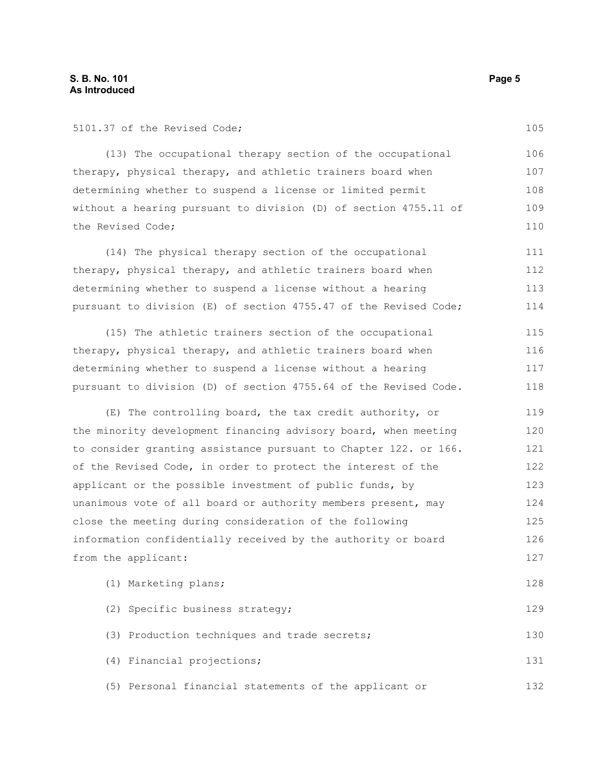5101.37 of the Revised Code;

(13) The occupational therapy section of the occupational therapy, physical therapy, and athletic trainers board when determining whether to suspend a license or limited permit without a hearing pursuant to division (D) of section 4755.11 of the Revised Code;

(14) The physical therapy section of the occupational therapy, physical therapy, and athletic trainers board when determining whether to suspend a license without a hearing pursuant to division (E) of section 4755.47 of the Revised Code;

(15) The athletic trainers section of the occupational therapy, physical therapy, and athletic trainers board when determining whether to suspend a license without a hearing pursuant to division (D) of section 4755.64 of the Revised Code.

(E) The controlling board, the tax credit authority, or the minority development financing advisory board, when meeting to consider granting assistance pursuant to Chapter 122. or 166. of the Revised Code, in order to protect the interest of the applicant or the possible investment of public funds, by unanimous vote of all board or authority members present, may close the meeting during consideration of the following information confidentially received by the authority or board from the applicant:

(1) Marketing plans;

(2) Specific business strategy;

(3) Production techniques and trade secrets;

(4) Financial projections;

(5) Personal financial statements of the applicant or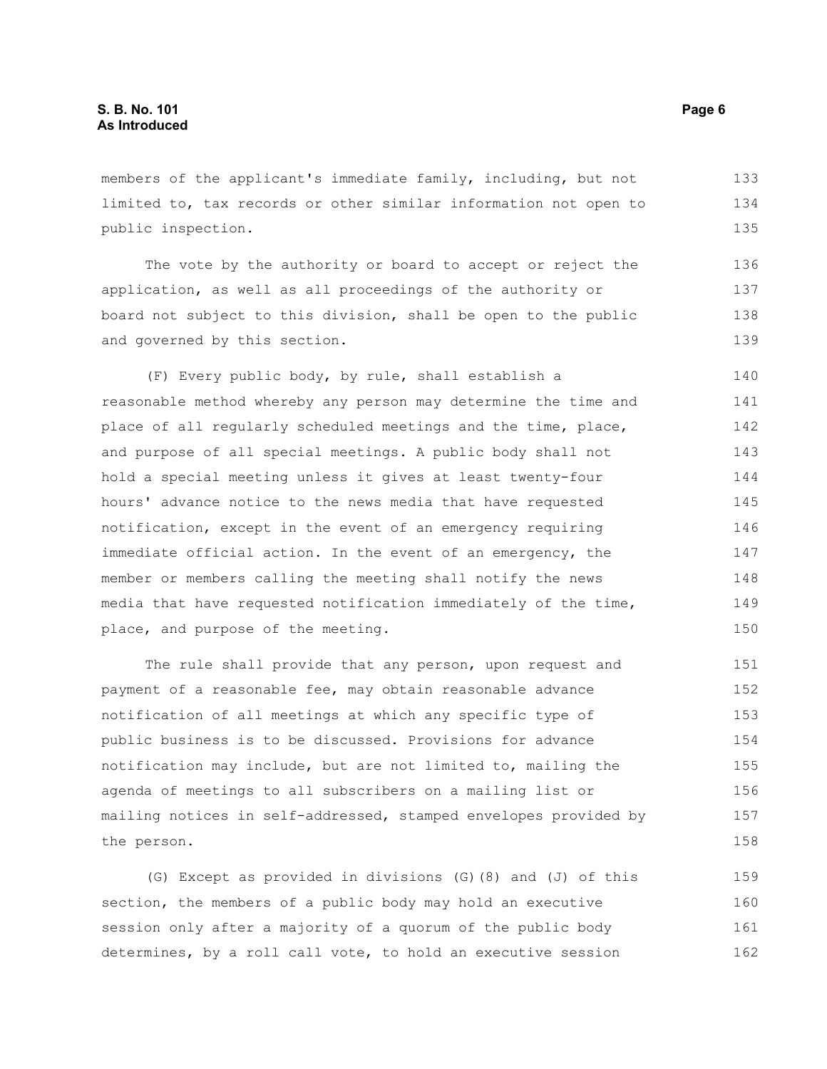members of the applicant's immediate family, including, but not limited to, tax records or other similar information not open to public inspection.

The vote by the authority or board to accept or reject the application, as well as all proceedings of the authority or board not subject to this division, shall be open to the public and governed by this section.

(F) Every public body, by rule, shall establish a reasonable method whereby any person may determine the time and place of all regularly scheduled meetings and the time, place, and purpose of all special meetings. A public body shall not hold a special meeting unless it gives at least twenty-four hours' advance notice to the news media that have requested notification, except in the event of an emergency requiring immediate official action. In the event of an emergency, the member or members calling the meeting shall notify the news media that have requested notification immediately of the time, place, and purpose of the meeting.

The rule shall provide that any person, upon request and payment of a reasonable fee, may obtain reasonable advance notification of all meetings at which any specific type of public business is to be discussed. Provisions for advance notification may include, but are not limited to, mailing the agenda of meetings to all subscribers on a mailing list or mailing notices in self-addressed, stamped envelopes provided by the person.

(G) Except as provided in divisions (G)(8) and (J) of this section, the members of a public body may hold an executive session only after a majority of a quorum of the public body determines, by a roll call vote, to hold an executive session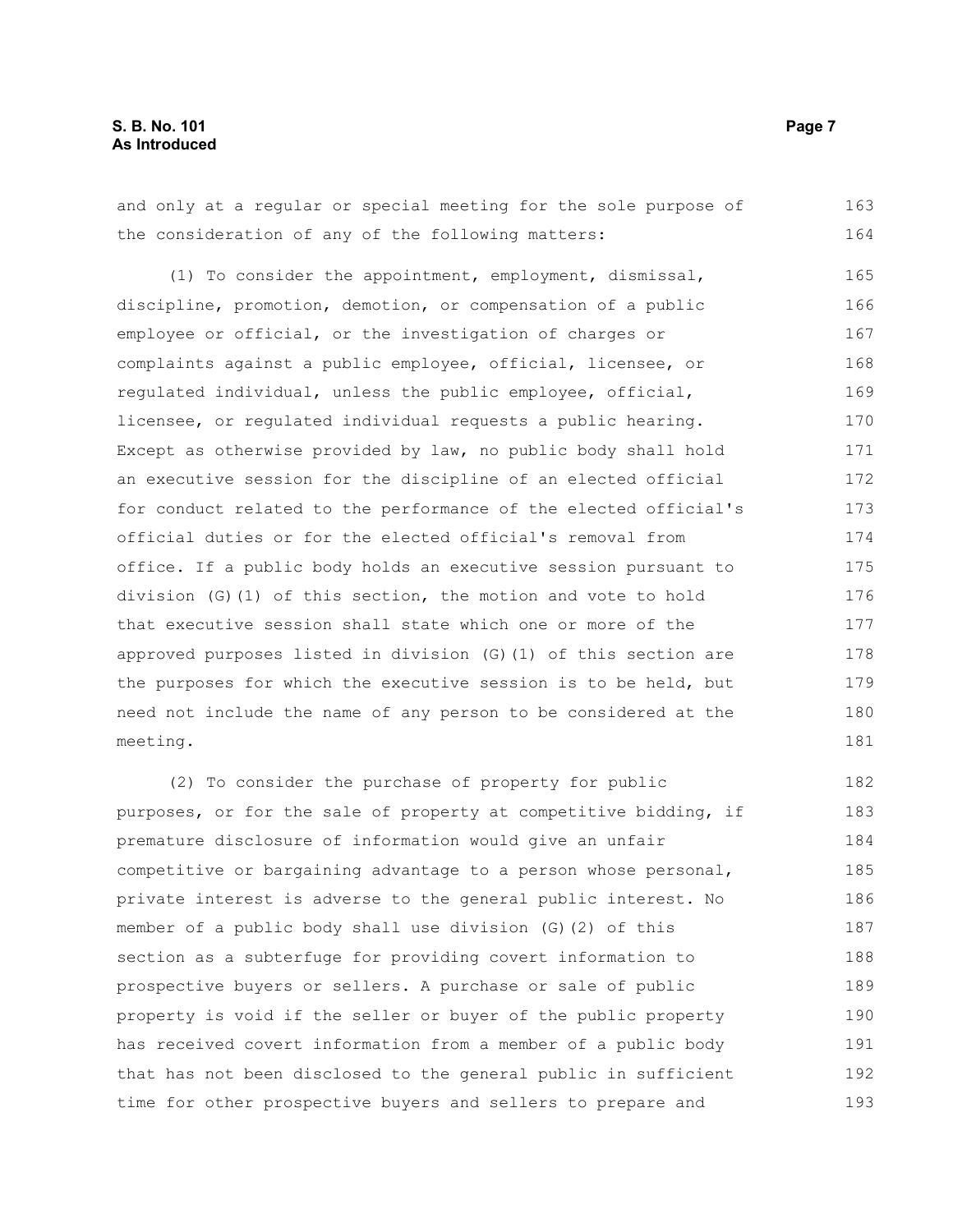and only at a regular or special meeting for the sole purpose of the consideration of any of the following matters:

(1) To consider the appointment, employment, dismissal, discipline, promotion, demotion, or compensation of a public employee or official, or the investigation of charges or complaints against a public employee, official, licensee, or regulated individual, unless the public employee, official, licensee, or regulated individual requests a public hearing. Except as otherwise provided by law, no public body shall hold an executive session for the discipline of an elected official for conduct related to the performance of the elected official's official duties or for the elected official's removal from office. If a public body holds an executive session pursuant to division (G)(1) of this section, the motion and vote to hold that executive session shall state which one or more of the approved purposes listed in division (G)(1) of this section are the purposes for which the executive session is to be held, but need not include the name of any person to be considered at the meeting.

(2) To consider the purchase of property for public purposes, or for the sale of property at competitive bidding, if premature disclosure of information would give an unfair competitive or bargaining advantage to a person whose personal, private interest is adverse to the general public interest. No member of a public body shall use division (G)(2) of this section as a subterfuge for providing covert information to prospective buyers or sellers. A purchase or sale of public property is void if the seller or buyer of the public property has received covert information from a member of a public body that has not been disclosed to the general public in sufficient time for other prospective buyers and sellers to prepare and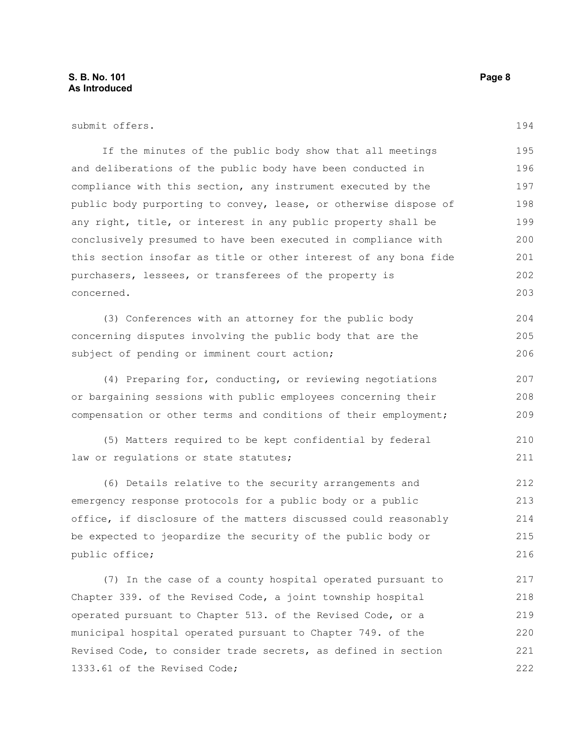submit offers.

If the minutes of the public body show that all meetings and deliberations of the public body have been conducted in compliance with this section, any instrument executed by the public body purporting to convey, lease, or otherwise dispose of any right, title, or interest in any public property shall be conclusively presumed to have been executed in compliance with this section insofar as title or other interest of any bona fide purchasers, lessees, or transferees of the property is concerned.

(3) Conferences with an attorney for the public body concerning disputes involving the public body that are the subject of pending or imminent court action;

(4) Preparing for, conducting, or reviewing negotiations or bargaining sessions with public employees concerning their compensation or other terms and conditions of their employment;

(5) Matters required to be kept confidential by federal law or regulations or state statutes;

(6) Details relative to the security arrangements and emergency response protocols for a public body or a public office, if disclosure of the matters discussed could reasonably be expected to jeopardize the security of the public body or public office;

(7) In the case of a county hospital operated pursuant to Chapter 339. of the Revised Code, a joint township hospital operated pursuant to Chapter 513. of the Revised Code, or a municipal hospital operated pursuant to Chapter 749. of the Revised Code, to consider trade secrets, as defined in section 1333.61 of the Revised Code;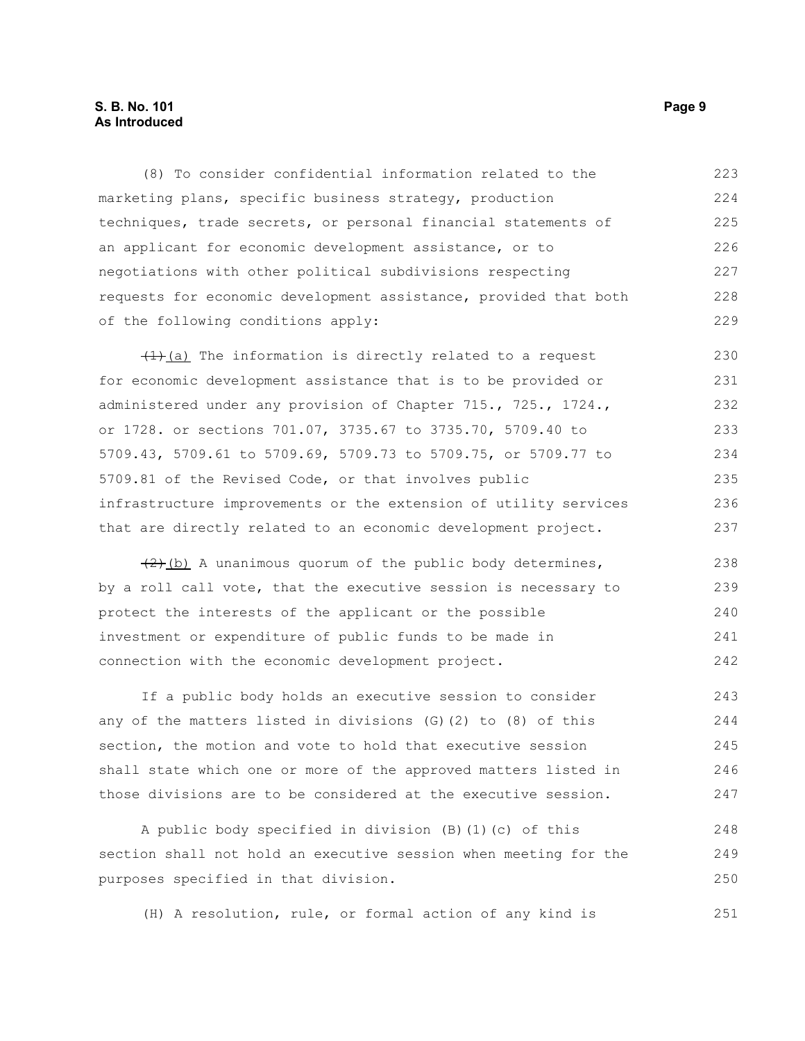(8) To consider confidential information related to the marketing plans, specific business strategy, production techniques, trade secrets, or personal financial statements of an applicant for economic development assistance, or to negotiations with other political subdivisions respecting requests for economic development assistance, provided that both of the following conditions apply:

~~(1)~~(a) The information is directly related to a request for economic development assistance that is to be provided or administered under any provision of Chapter 715., 725., 1724., or 1728. or sections 701.07, 3735.67 to 3735.70, 5709.40 to 5709.43, 5709.61 to 5709.69, 5709.73 to 5709.75, or 5709.77 to 5709.81 of the Revised Code, or that involves public infrastructure improvements or the extension of utility services that are directly related to an economic development project.

~~(2)~~(b) A unanimous quorum of the public body determines, by a roll call vote, that the executive session is necessary to protect the interests of the applicant or the possible investment or expenditure of public funds to be made in connection with the economic development project.

If a public body holds an executive session to consider any of the matters listed in divisions (G)(2) to (8) of this section, the motion and vote to hold that executive session shall state which one or more of the approved matters listed in those divisions are to be considered at the executive session.

A public body specified in division (B)(1)(c) of this section shall not hold an executive session when meeting for the purposes specified in that division.

(H) A resolution, rule, or formal action of any kind is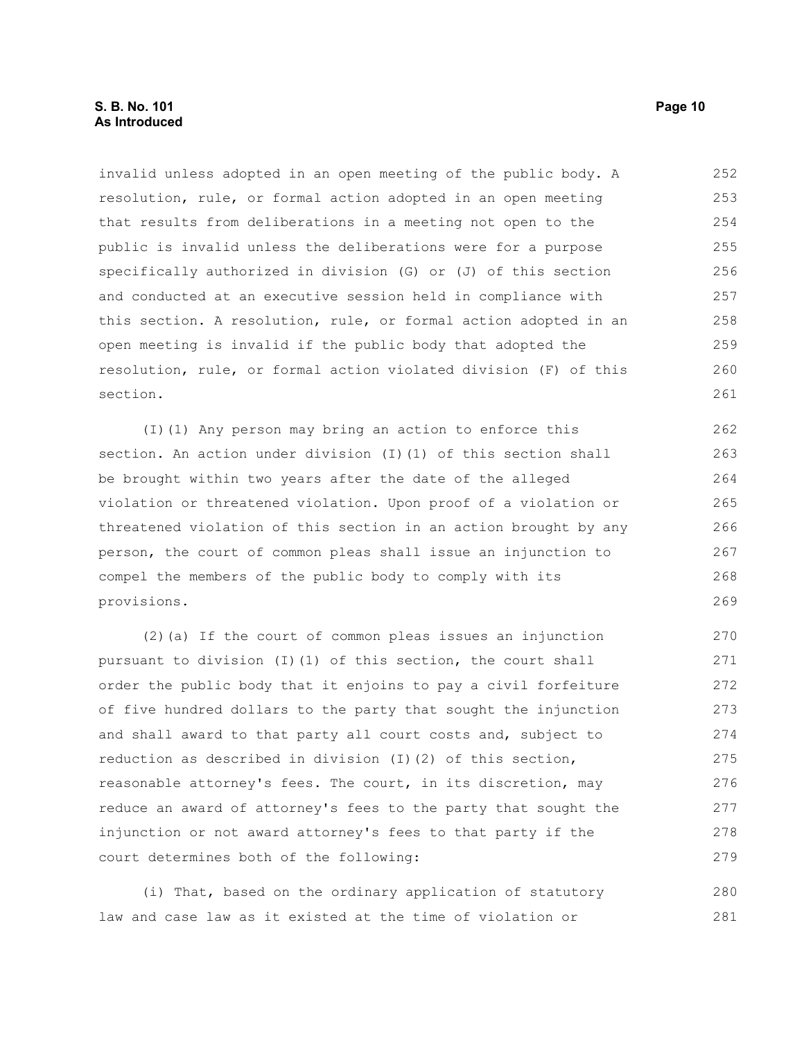invalid unless adopted in an open meeting of the public body. A resolution, rule, or formal action adopted in an open meeting that results from deliberations in a meeting not open to the public is invalid unless the deliberations were for a purpose specifically authorized in division (G) or (J) of this section and conducted at an executive session held in compliance with this section. A resolution, rule, or formal action adopted in an open meeting is invalid if the public body that adopted the resolution, rule, or formal action violated division (F) of this section.

(I)(1) Any person may bring an action to enforce this section. An action under division (I)(1) of this section shall be brought within two years after the date of the alleged violation or threatened violation. Upon proof of a violation or threatened violation of this section in an action brought by any person, the court of common pleas shall issue an injunction to compel the members of the public body to comply with its provisions.

(2)(a) If the court of common pleas issues an injunction pursuant to division (I)(1) of this section, the court shall order the public body that it enjoins to pay a civil forfeiture of five hundred dollars to the party that sought the injunction and shall award to that party all court costs and, subject to reduction as described in division (I)(2) of this section, reasonable attorney's fees. The court, in its discretion, may reduce an award of attorney's fees to the party that sought the injunction or not award attorney's fees to that party if the court determines both of the following:

(i) That, based on the ordinary application of statutory law and case law as it existed at the time of violation or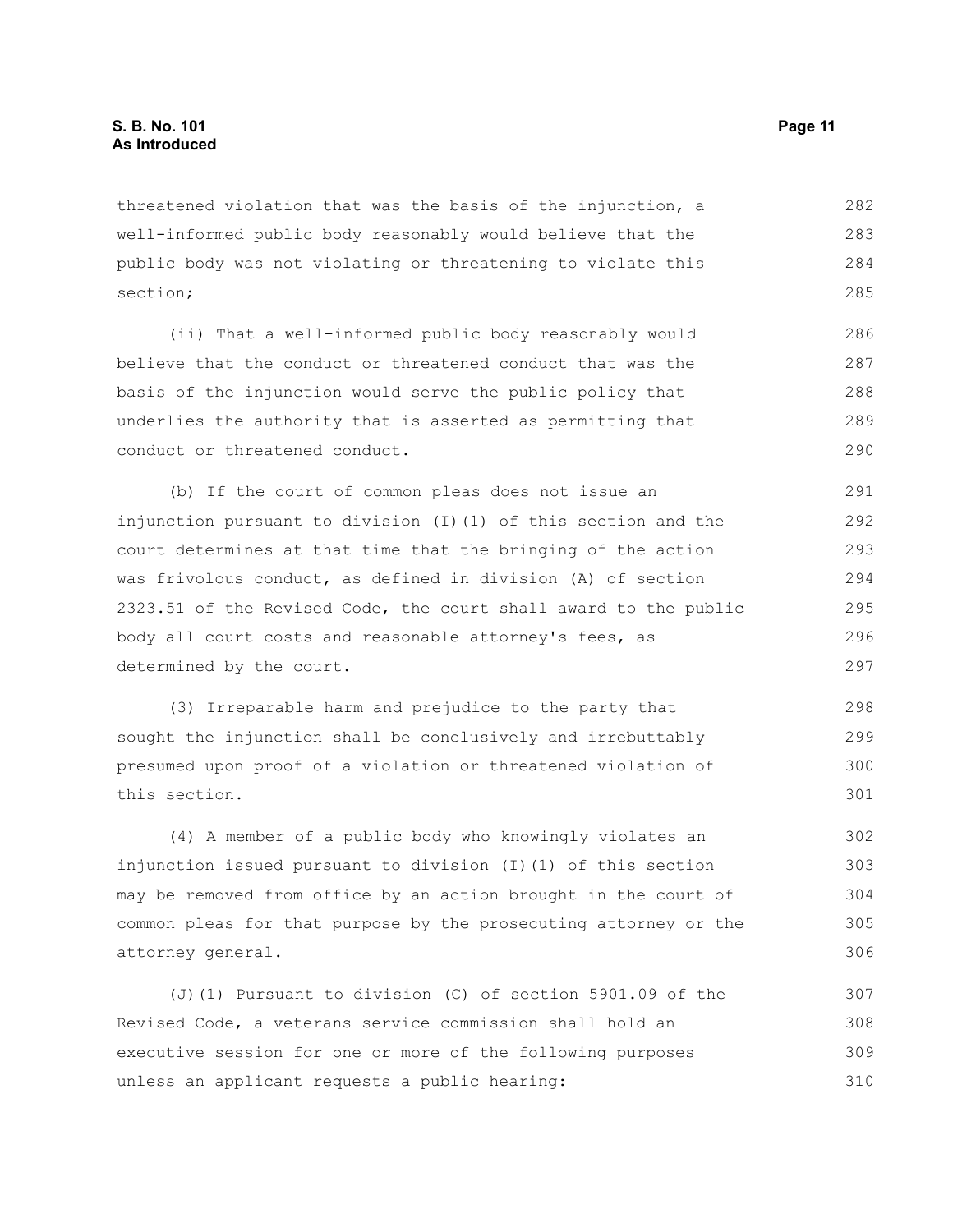threatened violation that was the basis of the injunction, a well-informed public body reasonably would believe that the public body was not violating or threatening to violate this section;

(ii) That a well-informed public body reasonably would believe that the conduct or threatened conduct that was the basis of the injunction would serve the public policy that underlies the authority that is asserted as permitting that conduct or threatened conduct.

(b) If the court of common pleas does not issue an injunction pursuant to division (I)(1) of this section and the court determines at that time that the bringing of the action was frivolous conduct, as defined in division (A) of section 2323.51 of the Revised Code, the court shall award to the public body all court costs and reasonable attorney's fees, as determined by the court.

(3) Irreparable harm and prejudice to the party that sought the injunction shall be conclusively and irrebuttably presumed upon proof of a violation or threatened violation of this section.

(4) A member of a public body who knowingly violates an injunction issued pursuant to division (I)(1) of this section may be removed from office by an action brought in the court of common pleas for that purpose by the prosecuting attorney or the attorney general.

(J)(1) Pursuant to division (C) of section 5901.09 of the Revised Code, a veterans service commission shall hold an executive session for one or more of the following purposes unless an applicant requests a public hearing: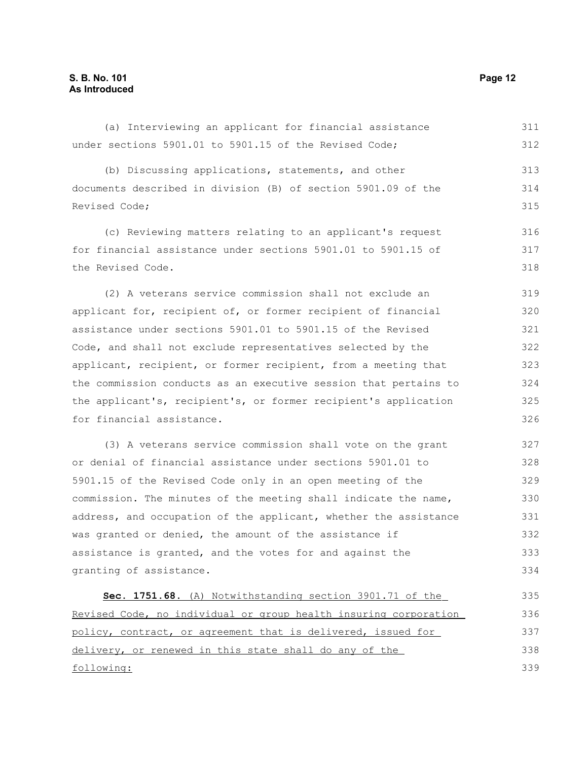(a) Interviewing an applicant for financial assistance under sections 5901.01 to 5901.15 of the Revised Code;

(b) Discussing applications, statements, and other documents described in division (B) of section 5901.09 of the Revised Code;

(c) Reviewing matters relating to an applicant's request for financial assistance under sections 5901.01 to 5901.15 of the Revised Code.

(2) A veterans service commission shall not exclude an applicant for, recipient of, or former recipient of financial assistance under sections 5901.01 to 5901.15 of the Revised Code, and shall not exclude representatives selected by the applicant, recipient, or former recipient, from a meeting that the commission conducts as an executive session that pertains to the applicant's, recipient's, or former recipient's application for financial assistance.

(3) A veterans service commission shall vote on the grant or denial of financial assistance under sections 5901.01 to 5901.15 of the Revised Code only in an open meeting of the commission. The minutes of the meeting shall indicate the name, address, and occupation of the applicant, whether the assistance was granted or denied, the amount of the assistance if assistance is granted, and the votes for and against the granting of assistance.

**Sec. 1751.68.** <u>(A) Notwithstanding section 3901.71 of the Revised Code, no individual or group health insuring corporation policy, contract, or agreement that is delivered, issued for delivery, or renewed in this state shall do any of the following:</u>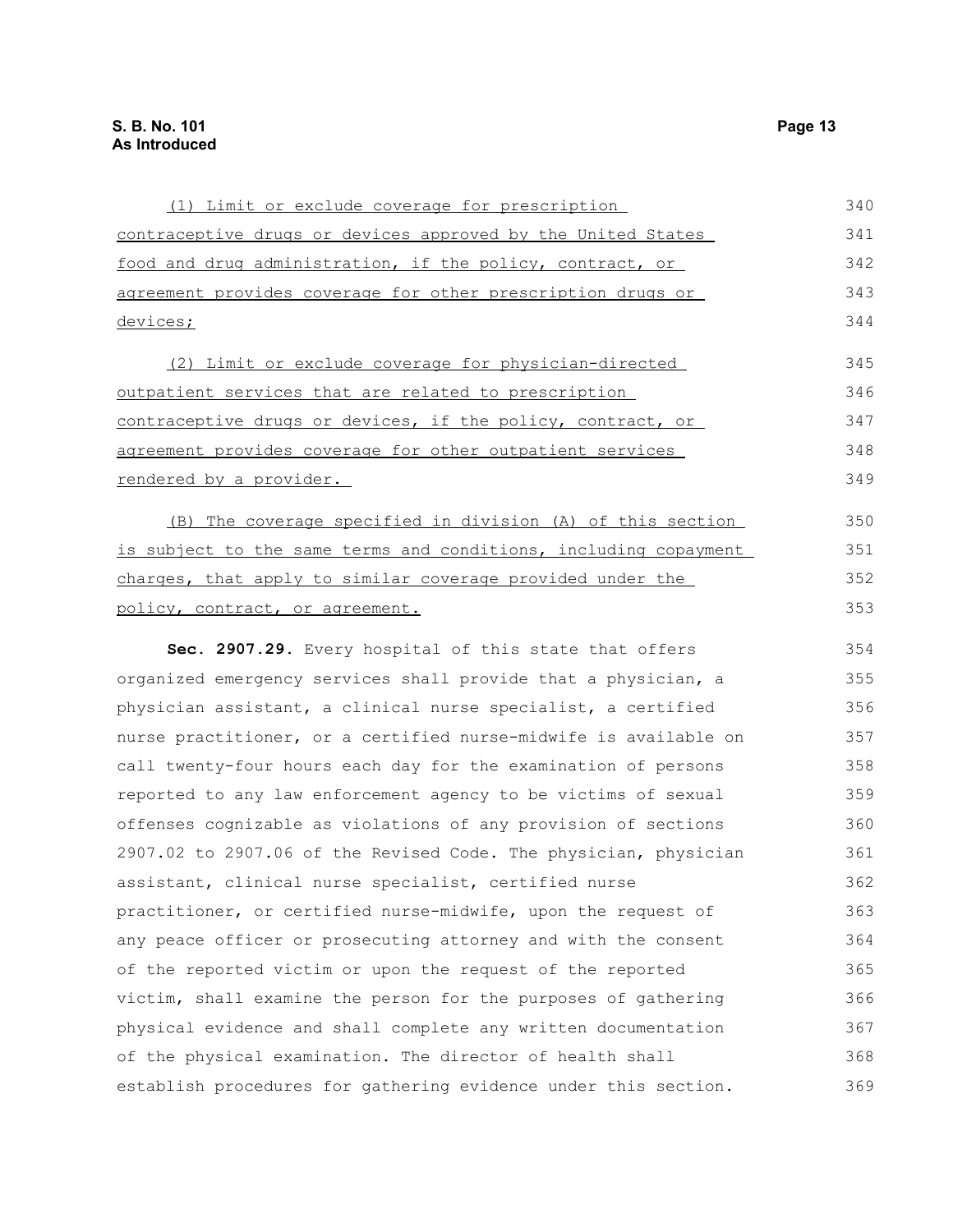(1) Limit or exclude coverage for prescription contraceptive drugs or devices approved by the United States food and drug administration, if the policy, contract, or agreement provides coverage for other prescription drugs or devices;

(2) Limit or exclude coverage for physician-directed outpatient services that are related to prescription contraceptive drugs or devices, if the policy, contract, or agreement provides coverage for other outpatient services rendered by a provider.

(B) The coverage specified in division (A) of this section is subject to the same terms and conditions, including copayment charges, that apply to similar coverage provided under the policy, contract, or agreement.

**Sec. 2907.29.** Every hospital of this state that offers organized emergency services shall provide that a physician, a physician assistant, a clinical nurse specialist, a certified nurse practitioner, or a certified nurse-midwife is available on call twenty-four hours each day for the examination of persons reported to any law enforcement agency to be victims of sexual offenses cognizable as violations of any provision of sections 2907.02 to 2907.06 of the Revised Code. The physician, physician assistant, clinical nurse specialist, certified nurse practitioner, or certified nurse-midwife, upon the request of any peace officer or prosecuting attorney and with the consent of the reported victim or upon the request of the reported victim, shall examine the person for the purposes of gathering physical evidence and shall complete any written documentation of the physical examination. The director of health shall establish procedures for gathering evidence under this section.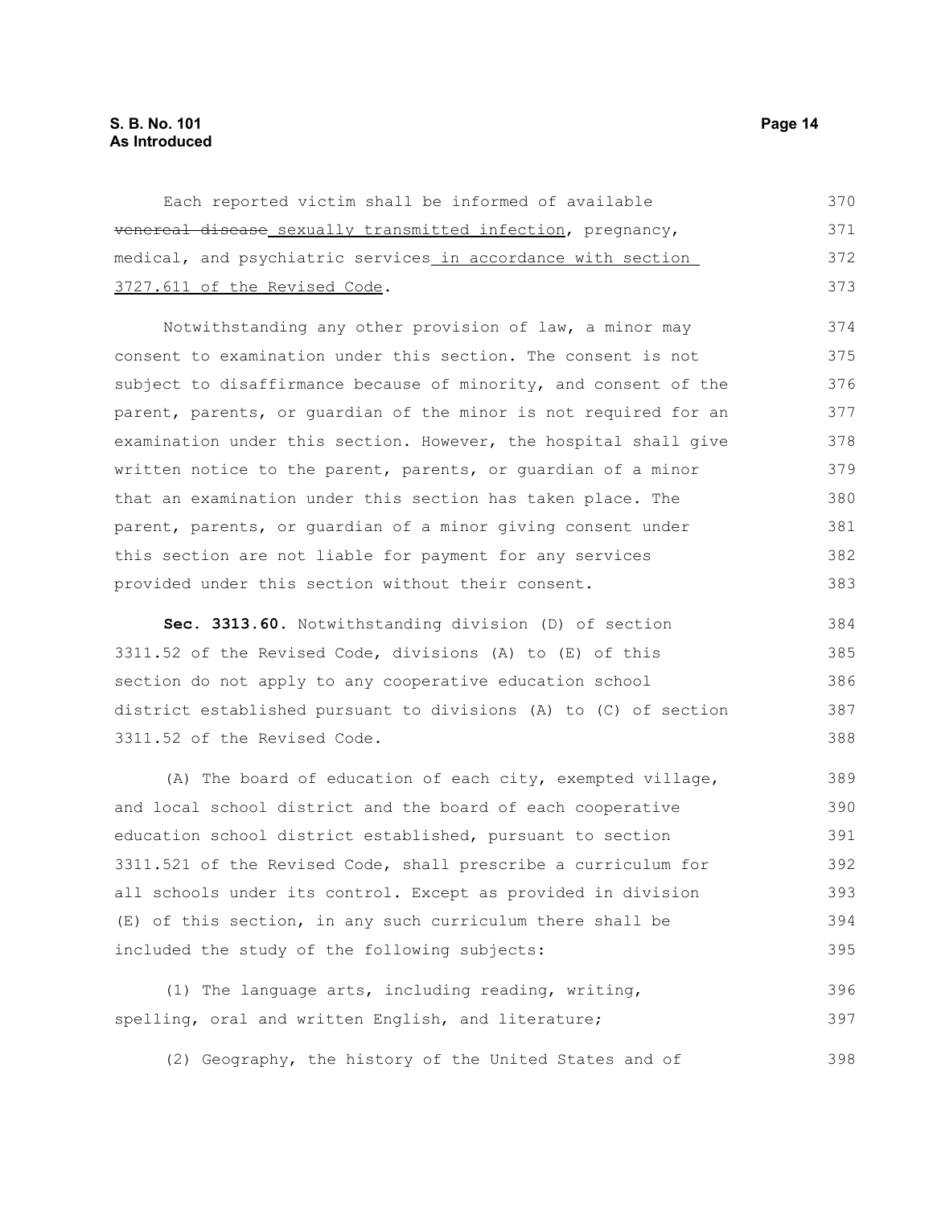Each reported victim shall be informed of available ~~venereal disease~~ sexually transmitted infection, pregnancy, medical, and psychiatric services in accordance with section 3727.611 of the Revised Code.

Notwithstanding any other provision of law, a minor may consent to examination under this section. The consent is not subject to disaffirmance because of minority, and consent of the parent, parents, or guardian of the minor is not required for an examination under this section. However, the hospital shall give written notice to the parent, parents, or guardian of a minor that an examination under this section has taken place. The parent, parents, or guardian of a minor giving consent under this section are not liable for payment for any services provided under this section without their consent.

**Sec. 3313.60.** Notwithstanding division (D) of section 3311.52 of the Revised Code, divisions (A) to (E) of this section do not apply to any cooperative education school district established pursuant to divisions (A) to (C) of section 3311.52 of the Revised Code.

(A) The board of education of each city, exempted village, and local school district and the board of each cooperative education school district established, pursuant to section 3311.521 of the Revised Code, shall prescribe a curriculum for all schools under its control. Except as provided in division (E) of this section, in any such curriculum there shall be included the study of the following subjects:

(1) The language arts, including reading, writing, spelling, oral and written English, and literature;

(2) Geography, the history of the United States and of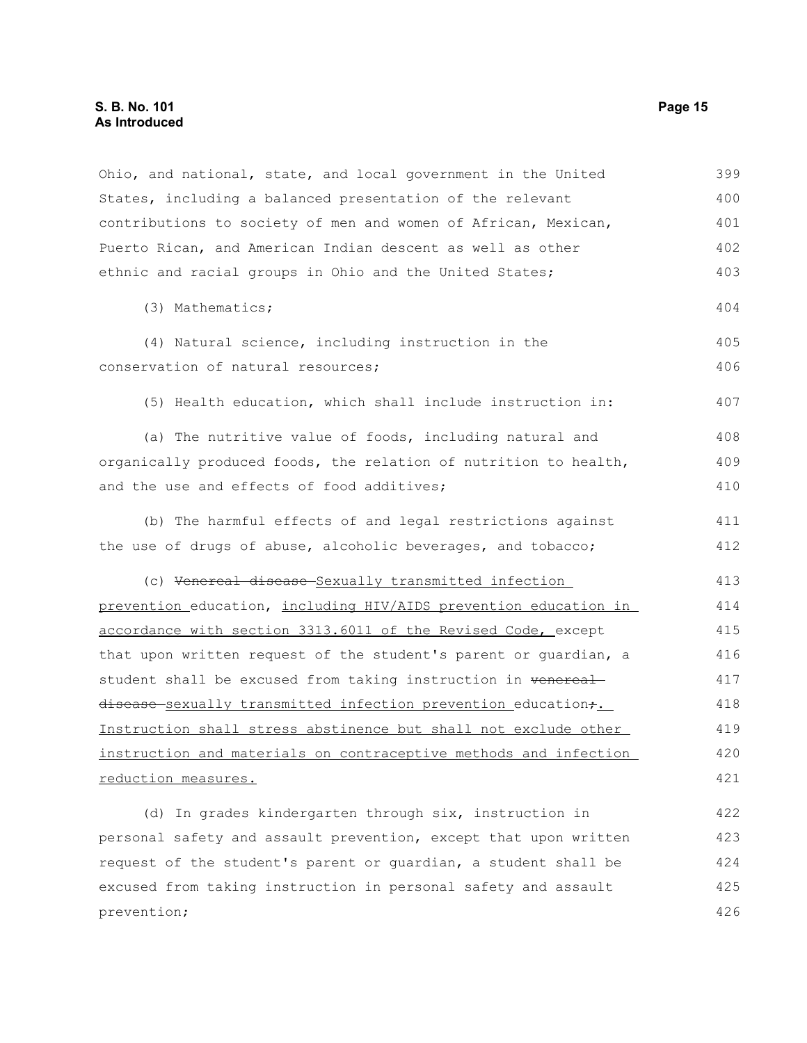Ohio, and national, state, and local government in the United States, including a balanced presentation of the relevant contributions to society of men and women of African, Mexican, Puerto Rican, and American Indian descent as well as other ethnic and racial groups in Ohio and the United States;

(3) Mathematics;

(4) Natural science, including instruction in the conservation of natural resources;

(5) Health education, which shall include instruction in:

(a) The nutritive value of foods, including natural and organically produced foods, the relation of nutrition to health, and the use and effects of food additives;

(b) The harmful effects of and legal restrictions against the use of drugs of abuse, alcoholic beverages, and tobacco;

(c) ~~Venereal disease~~ Sexually transmitted infection prevention education, including HIV/AIDS prevention education in accordance with section 3313.6011 of the Revised Code, except that upon written request of the student's parent or guardian, a student shall be excused from taking instruction in ~~venereal disease~~ sexually transmitted infection prevention education~~;~~. Instruction shall stress abstinence but shall not exclude other instruction and materials on contraceptive methods and infection reduction measures.

(d) In grades kindergarten through six, instruction in personal safety and assault prevention, except that upon written request of the student's parent or guardian, a student shall be excused from taking instruction in personal safety and assault prevention;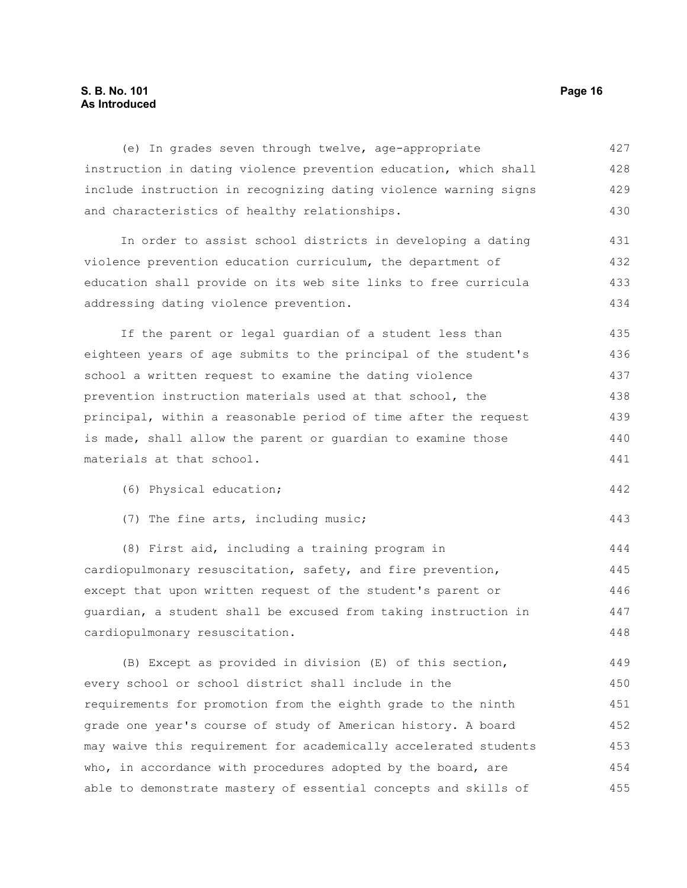(e) In grades seven through twelve, age-appropriate instruction in dating violence prevention education, which shall include instruction in recognizing dating violence warning signs and characteristics of healthy relationships.

In order to assist school districts in developing a dating violence prevention education curriculum, the department of education shall provide on its web site links to free curricula addressing dating violence prevention.

If the parent or legal guardian of a student less than eighteen years of age submits to the principal of the student's school a written request to examine the dating violence prevention instruction materials used at that school, the principal, within a reasonable period of time after the request is made, shall allow the parent or guardian to examine those materials at that school.

(6) Physical education;

(7) The fine arts, including music;

(8) First aid, including a training program in cardiopulmonary resuscitation, safety, and fire prevention, except that upon written request of the student's parent or guardian, a student shall be excused from taking instruction in cardiopulmonary resuscitation.

(B) Except as provided in division (E) of this section, every school or school district shall include in the requirements for promotion from the eighth grade to the ninth grade one year's course of study of American history. A board may waive this requirement for academically accelerated students who, in accordance with procedures adopted by the board, are able to demonstrate mastery of essential concepts and skills of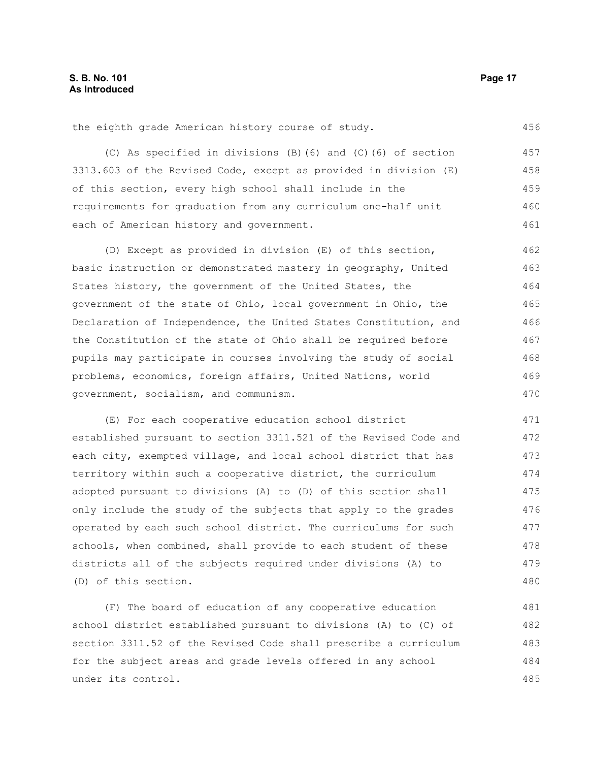the eighth grade American history course of study.

(C) As specified in divisions (B)(6) and (C)(6) of section 3313.603 of the Revised Code, except as provided in division (E) of this section, every high school shall include in the requirements for graduation from any curriculum one-half unit each of American history and government.

(D) Except as provided in division (E) of this section, basic instruction or demonstrated mastery in geography, United States history, the government of the United States, the government of the state of Ohio, local government in Ohio, the Declaration of Independence, the United States Constitution, and the Constitution of the state of Ohio shall be required before pupils may participate in courses involving the study of social problems, economics, foreign affairs, United Nations, world government, socialism, and communism.

(E) For each cooperative education school district established pursuant to section 3311.521 of the Revised Code and each city, exempted village, and local school district that has territory within such a cooperative district, the curriculum adopted pursuant to divisions (A) to (D) of this section shall only include the study of the subjects that apply to the grades operated by each such school district. The curriculums for such schools, when combined, shall provide to each student of these districts all of the subjects required under divisions (A) to (D) of this section.

(F) The board of education of any cooperative education school district established pursuant to divisions (A) to (C) of section 3311.52 of the Revised Code shall prescribe a curriculum for the subject areas and grade levels offered in any school under its control.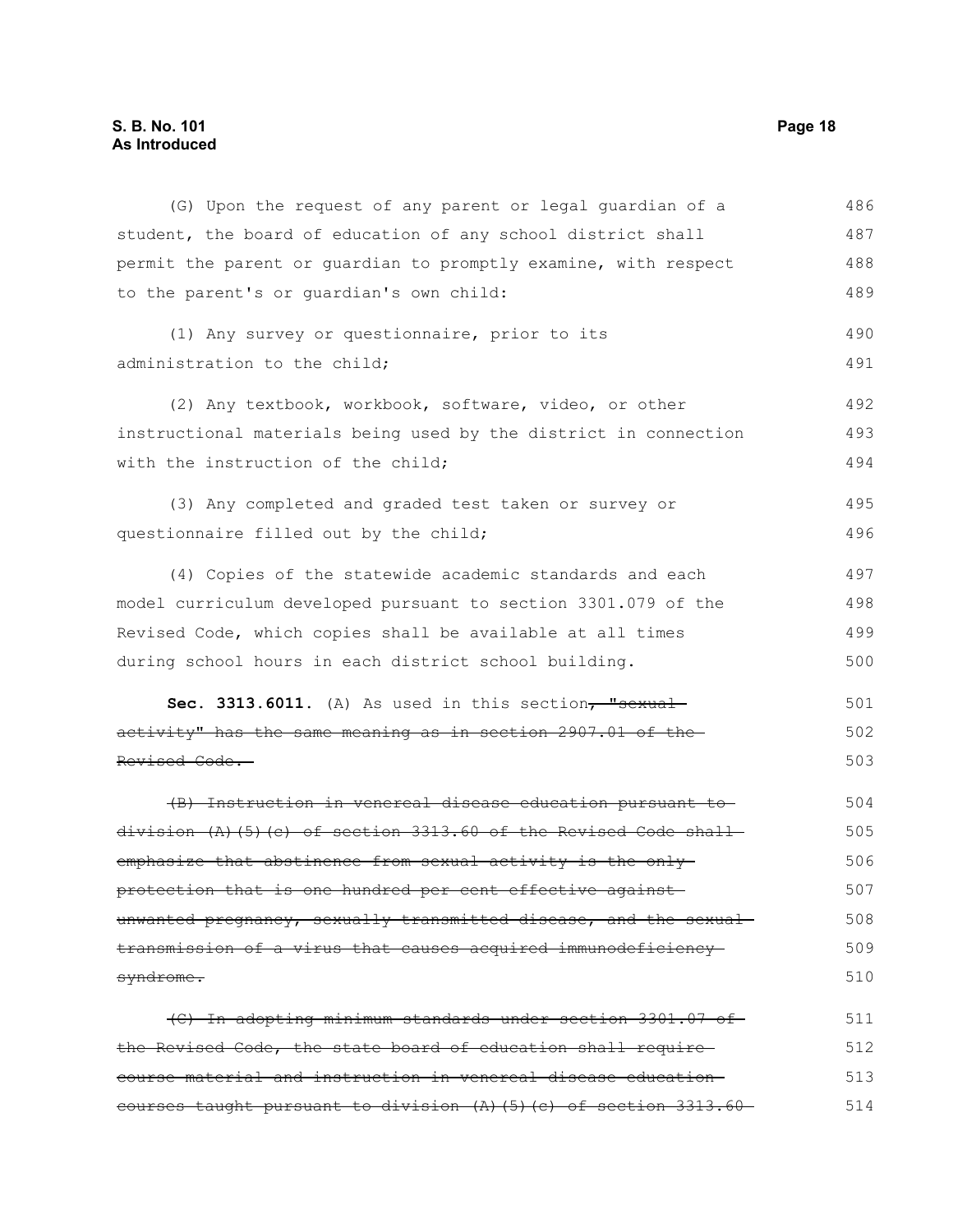(G) Upon the request of any parent or legal guardian of a student, the board of education of any school district shall permit the parent or guardian to promptly examine, with respect to the parent's or guardian's own child:

(1) Any survey or questionnaire, prior to its administration to the child;

(2) Any textbook, workbook, software, video, or other instructional materials being used by the district in connection with the instruction of the child;

(3) Any completed and graded test taken or survey or questionnaire filled out by the child;

(4) Copies of the statewide academic standards and each model curriculum developed pursuant to section 3301.079 of the Revised Code, which copies shall be available at all times during school hours in each district school building.

**Sec. 3313.6011.** (A) As used in this section~~, "sexual activity" has the same meaning as in section 2907.01 of the Revised Code.~~

~~(B) Instruction in venereal disease education pursuant to division (A)(5)(c) of section 3313.60 of the Revised Code shall emphasize that abstinence from sexual activity is the only protection that is one hundred per cent effective against unwanted pregnancy, sexually transmitted disease, and the sexual transmission of a virus that causes acquired immunodeficiency syndrome.~~

~~(C) In adopting minimum standards under section 3301.07 of the Revised Code, the state board of education shall require course material and instruction in venereal disease education courses taught pursuant to division (A)(5)(c) of section 3313.60~~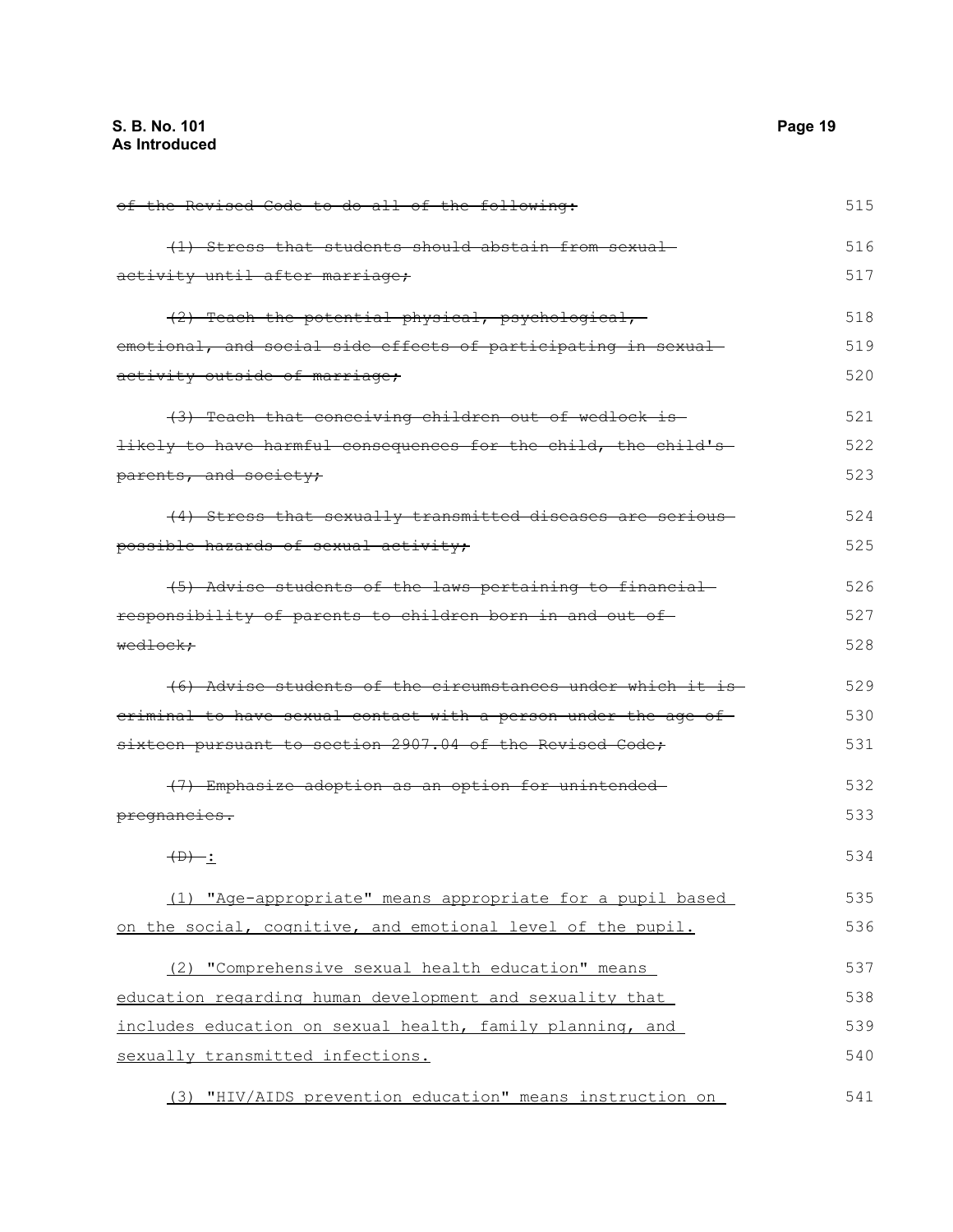~~of the Revised Code to do all of the following:~~ 515

~~(1) Stress that students should abstain from sexual activity until after marriage;~~ 516 517

~~(2) Teach the potential physical, psychological, emotional, and social side effects of participating in sexual activity outside of marriage;~~ 518 519 520

~~(3) Teach that conceiving children out of wedlock is likely to have harmful consequences for the child, the child's parents, and society;~~ 521 522 523

~~(4) Stress that sexually transmitted diseases are serious possible hazards of sexual activity;~~ 524 525

~~(5) Advise students of the laws pertaining to financial responsibility of parents to children born in and out of wedlock;~~ 526 527 528

~~(6) Advise students of the circumstances under which it is criminal to have sexual contact with a person under the age of sixteen pursuant to section 2907.04 of the Revised Code;~~ 529 530 531

~~(7) Emphasize adoption as an option for unintended pregnancies.~~ 532 533

~~(D)~~ <u>:</u> 534

<u>(1) "Age-appropriate" means appropriate for a pupil based on the social, cognitive, and emotional level of the pupil.</u> 535 536

<u>(2) "Comprehensive sexual health education" means education regarding human development and sexuality that includes education on sexual health, family planning, and sexually transmitted infections.</u> 537 538 539 540

<u>(3) "HIV/AIDS prevention education" means instruction on</u> 541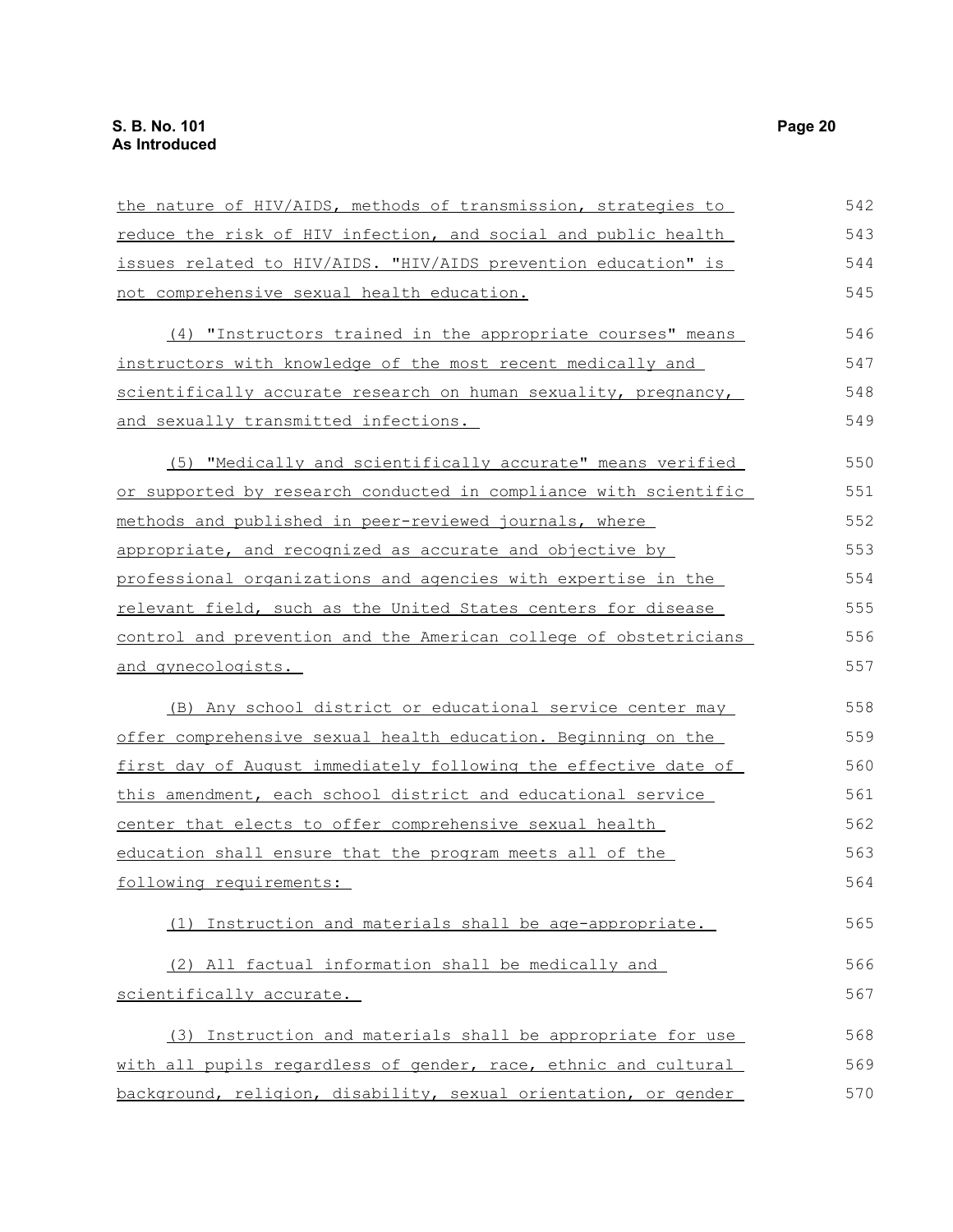the nature of HIV/AIDS, methods of transmission, strategies to reduce the risk of HIV infection, and social and public health issues related to HIV/AIDS. "HIV/AIDS prevention education" is not comprehensive sexual health education.

(4) "Instructors trained in the appropriate courses" means instructors with knowledge of the most recent medically and scientifically accurate research on human sexuality, pregnancy, and sexually transmitted infections.

(5) "Medically and scientifically accurate" means verified or supported by research conducted in compliance with scientific methods and published in peer-reviewed journals, where appropriate, and recognized as accurate and objective by professional organizations and agencies with expertise in the relevant field, such as the United States centers for disease control and prevention and the American college of obstetricians and gynecologists.

(B) Any school district or educational service center may offer comprehensive sexual health education. Beginning on the first day of August immediately following the effective date of this amendment, each school district and educational service center that elects to offer comprehensive sexual health education shall ensure that the program meets all of the following requirements:

(1) Instruction and materials shall be age-appropriate.

(2) All factual information shall be medically and scientifically accurate.

(3) Instruction and materials shall be appropriate for use with all pupils regardless of gender, race, ethnic and cultural background, religion, disability, sexual orientation, or gender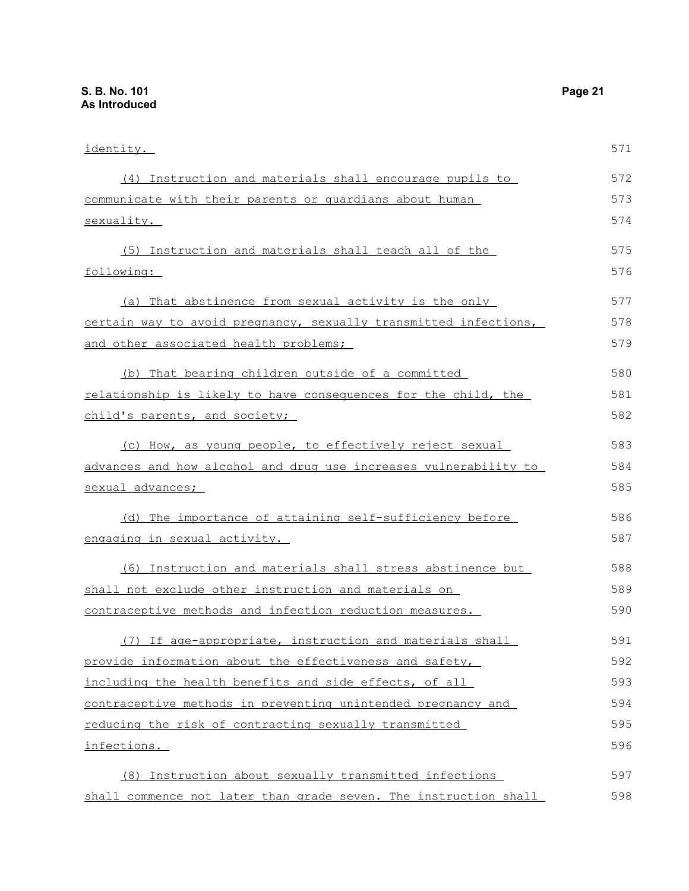identity.

(4) Instruction and materials shall encourage pupils to communicate with their parents or guardians about human sexuality.

(5) Instruction and materials shall teach all of the following:

(a) That abstinence from sexual activity is the only certain way to avoid pregnancy, sexually transmitted infections, and other associated health problems;

(b) That bearing children outside of a committed relationship is likely to have consequences for the child, the child's parents, and society;

(c) How, as young people, to effectively reject sexual advances and how alcohol and drug use increases vulnerability to sexual advances;

(d) The importance of attaining self-sufficiency before engaging in sexual activity.

(6) Instruction and materials shall stress abstinence but shall not exclude other instruction and materials on contraceptive methods and infection reduction measures.

(7) If age-appropriate, instruction and materials shall provide information about the effectiveness and safety, including the health benefits and side effects, of all contraceptive methods in preventing unintended pregnancy and reducing the risk of contracting sexually transmitted infections.

(8) Instruction about sexually transmitted infections shall commence not later than grade seven. The instruction shall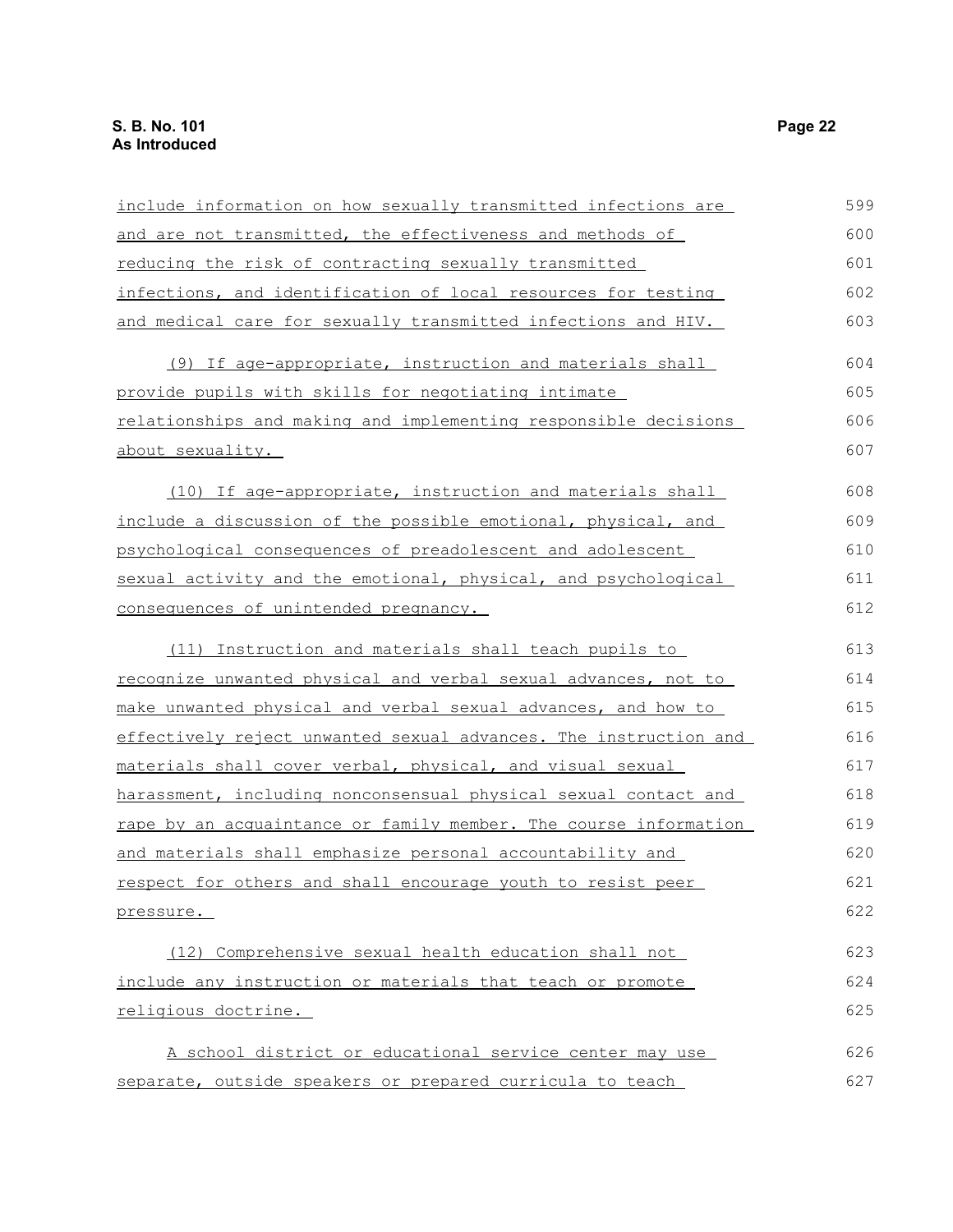include information on how sexually transmitted infections are and are not transmitted, the effectiveness and methods of reducing the risk of contracting sexually transmitted infections, and identification of local resources for testing and medical care for sexually transmitted infections and HIV.

(9) If age-appropriate, instruction and materials shall provide pupils with skills for negotiating intimate relationships and making and implementing responsible decisions about sexuality.

(10) If age-appropriate, instruction and materials shall include a discussion of the possible emotional, physical, and psychological consequences of preadolescent and adolescent sexual activity and the emotional, physical, and psychological consequences of unintended pregnancy.

(11) Instruction and materials shall teach pupils to recognize unwanted physical and verbal sexual advances, not to make unwanted physical and verbal sexual advances, and how to effectively reject unwanted sexual advances. The instruction and materials shall cover verbal, physical, and visual sexual harassment, including nonconsensual physical sexual contact and rape by an acquaintance or family member. The course information and materials shall emphasize personal accountability and respect for others and shall encourage youth to resist peer pressure.

(12) Comprehensive sexual health education shall not include any instruction or materials that teach or promote religious doctrine.

A school district or educational service center may use separate, outside speakers or prepared curricula to teach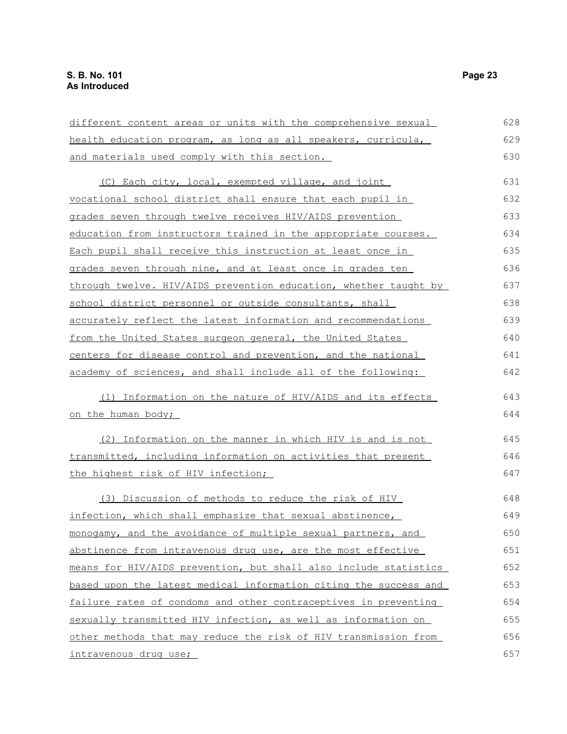different content areas or units with the comprehensive sexual health education program, as long as all speakers, curricula, and materials used comply with this section.

(C) Each city, local, exempted village, and joint vocational school district shall ensure that each pupil in grades seven through twelve receives HIV/AIDS prevention education from instructors trained in the appropriate courses. Each pupil shall receive this instruction at least once in grades seven through nine, and at least once in grades ten through twelve. HIV/AIDS prevention education, whether taught by school district personnel or outside consultants, shall accurately reflect the latest information and recommendations from the United States surgeon general, the United States centers for disease control and prevention, and the national academy of sciences, and shall include all of the following:

(1) Information on the nature of HIV/AIDS and its effects on the human body;

(2) Information on the manner in which HIV is and is not transmitted, including information on activities that present the highest risk of HIV infection;

(3) Discussion of methods to reduce the risk of HIV infection, which shall emphasize that sexual abstinence, monogamy, and the avoidance of multiple sexual partners, and abstinence from intravenous drug use, are the most effective means for HIV/AIDS prevention, but shall also include statistics based upon the latest medical information citing the success and failure rates of condoms and other contraceptives in preventing sexually transmitted HIV infection, as well as information on other methods that may reduce the risk of HIV transmission from intravenous drug use;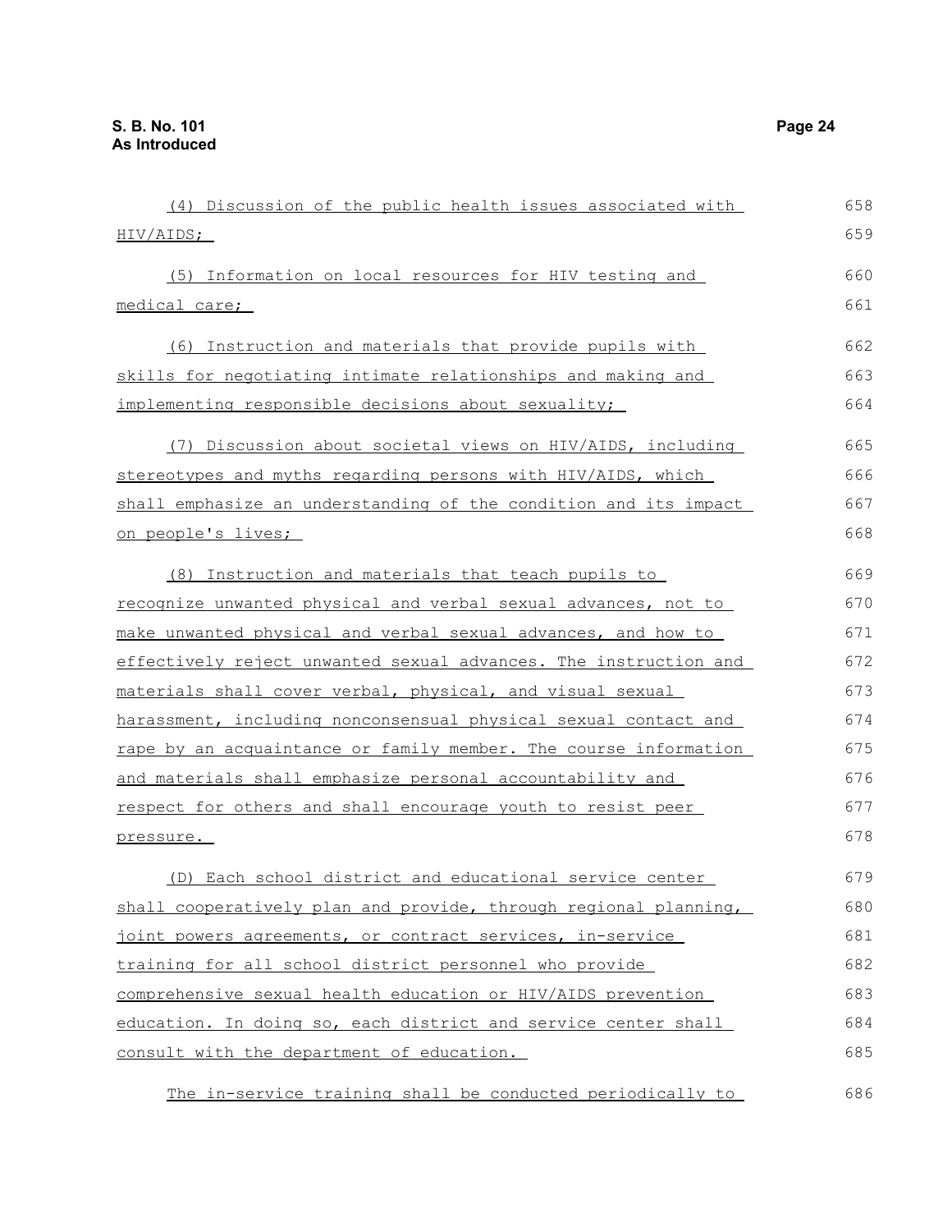(4) Discussion of the public health issues associated with HIV/AIDS;

(5) Information on local resources for HIV testing and medical care;

(6) Instruction and materials that provide pupils with skills for negotiating intimate relationships and making and implementing responsible decisions about sexuality;

(7) Discussion about societal views on HIV/AIDS, including stereotypes and myths regarding persons with HIV/AIDS, which shall emphasize an understanding of the condition and its impact on people's lives;

(8) Instruction and materials that teach pupils to recognize unwanted physical and verbal sexual advances, not to make unwanted physical and verbal sexual advances, and how to effectively reject unwanted sexual advances. The instruction and materials shall cover verbal, physical, and visual sexual harassment, including nonconsensual physical sexual contact and rape by an acquaintance or family member. The course information and materials shall emphasize personal accountability and respect for others and shall encourage youth to resist peer pressure.

(D) Each school district and educational service center shall cooperatively plan and provide, through regional planning, joint powers agreements, or contract services, in-service training for all school district personnel who provide comprehensive sexual health education or HIV/AIDS prevention education. In doing so, each district and service center shall consult with the department of education.

The in-service training shall be conducted periodically to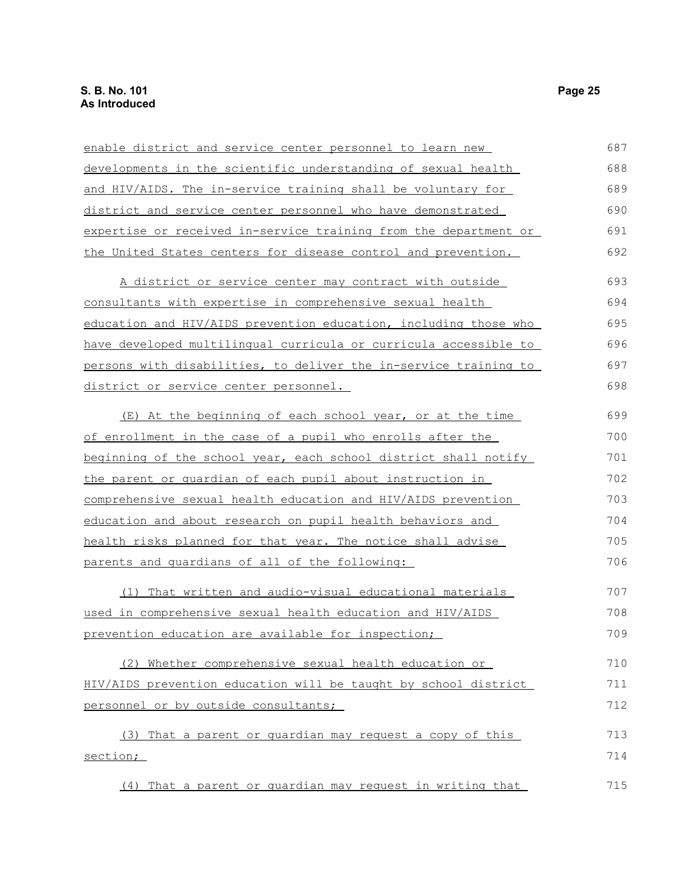enable district and service center personnel to learn new developments in the scientific understanding of sexual health and HIV/AIDS. The in-service training shall be voluntary for district and service center personnel who have demonstrated expertise or received in-service training from the department or the United States centers for disease control and prevention.

A district or service center may contract with outside consultants with expertise in comprehensive sexual health education and HIV/AIDS prevention education, including those who have developed multilingual curricula or curricula accessible to persons with disabilities, to deliver the in-service training to district or service center personnel.

(E) At the beginning of each school year, or at the time of enrollment in the case of a pupil who enrolls after the beginning of the school year, each school district shall notify the parent or guardian of each pupil about instruction in comprehensive sexual health education and HIV/AIDS prevention education and about research on pupil health behaviors and health risks planned for that year. The notice shall advise parents and guardians of all of the following:

(1) That written and audio-visual educational materials used in comprehensive sexual health education and HIV/AIDS prevention education are available for inspection;

(2) Whether comprehensive sexual health education or HIV/AIDS prevention education will be taught by school district personnel or by outside consultants;

(3) That a parent or guardian may request a copy of this section;

(4) That a parent or guardian may request in writing that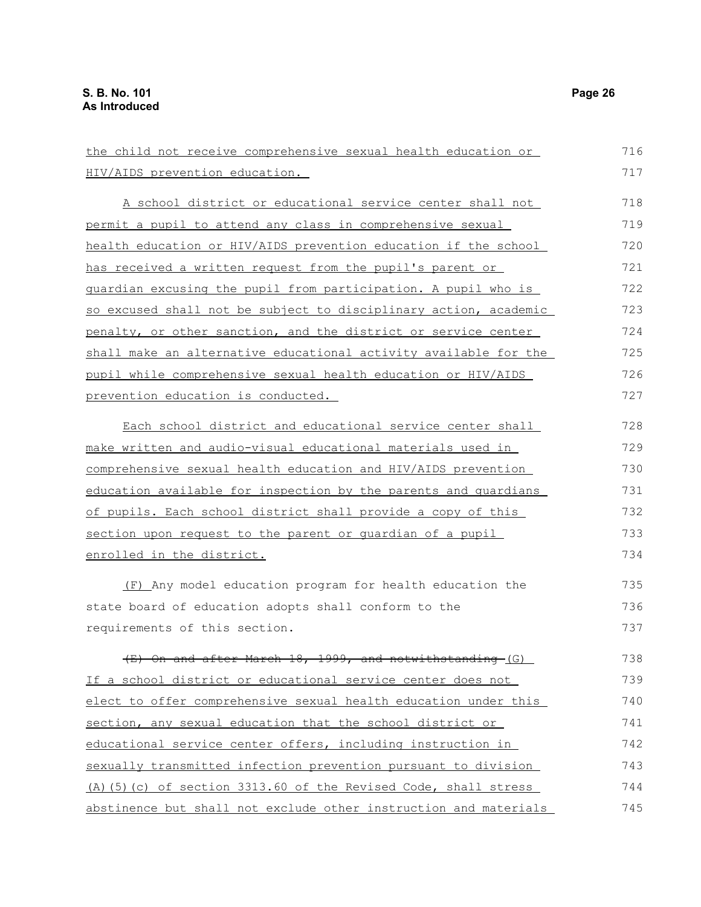the child not receive comprehensive sexual health education or HIV/AIDS prevention education.

A school district or educational service center shall not permit a pupil to attend any class in comprehensive sexual health education or HIV/AIDS prevention education if the school has received a written request from the pupil's parent or guardian excusing the pupil from participation. A pupil who is so excused shall not be subject to disciplinary action, academic penalty, or other sanction, and the district or service center shall make an alternative educational activity available for the pupil while comprehensive sexual health education or HIV/AIDS prevention education is conducted.

Each school district and educational service center shall make written and audio-visual educational materials used in comprehensive sexual health education and HIV/AIDS prevention education available for inspection by the parents and guardians of pupils. Each school district shall provide a copy of this section upon request to the parent or guardian of a pupil enrolled in the district.

(F) Any model education program for health education the state board of education adopts shall conform to the requirements of this section.

~~(E) On and after March 18, 1999, and notwithstanding~~ (G) If a school district or educational service center does not elect to offer comprehensive sexual health education under this section, any sexual education that the school district or educational service center offers, including instruction in sexually transmitted infection prevention pursuant to division (A)(5)(c) of section 3313.60 of the Revised Code, shall stress abstinence but shall not exclude other instruction and materials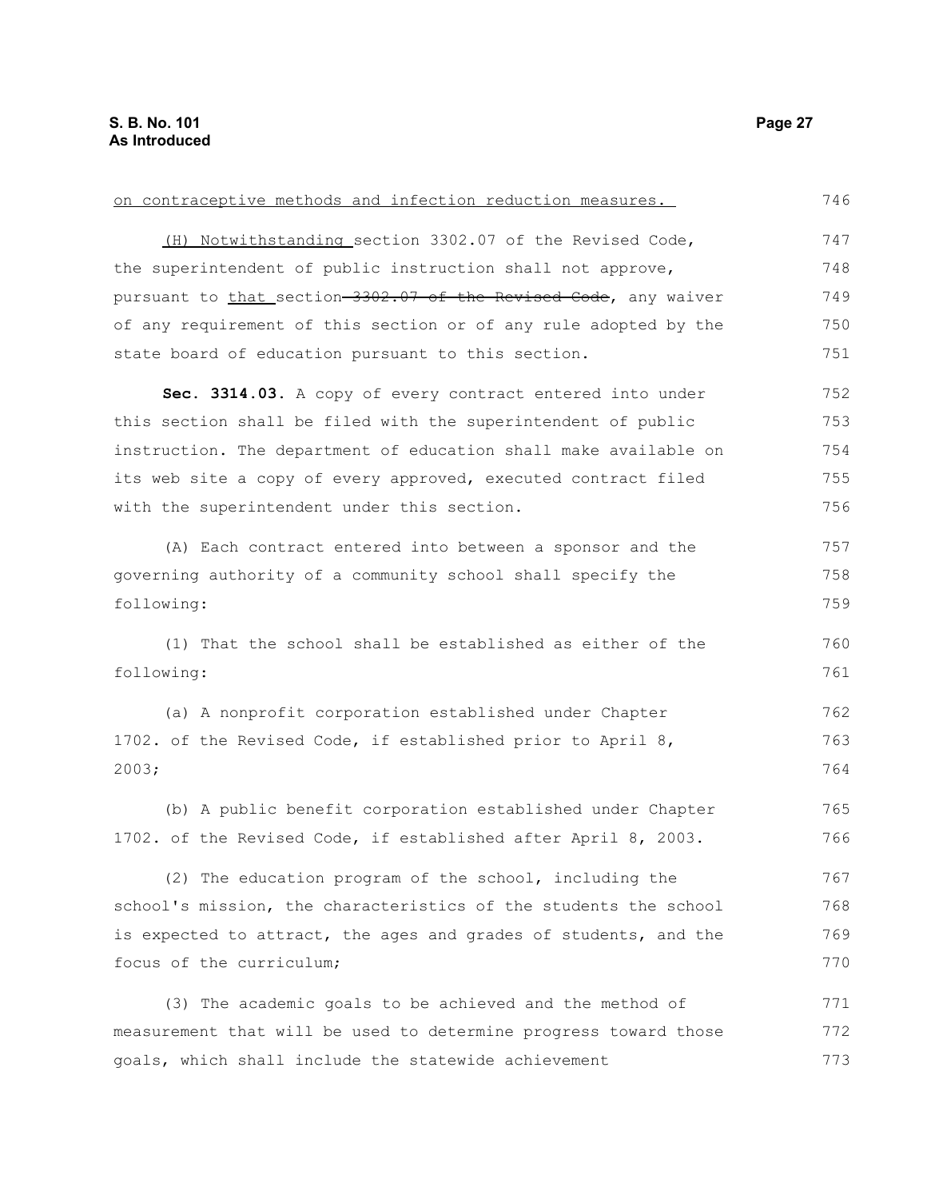on contraceptive methods and infection reduction measures.

(H) Notwithstanding section 3302.07 of the Revised Code, the superintendent of public instruction shall not approve, pursuant to that section ~~3302.07 of the Revised Code~~, any waiver of any requirement of this section or of any rule adopted by the state board of education pursuant to this section.

**Sec. 3314.03.** A copy of every contract entered into under this section shall be filed with the superintendent of public instruction. The department of education shall make available on its web site a copy of every approved, executed contract filed with the superintendent under this section.

(A) Each contract entered into between a sponsor and the governing authority of a community school shall specify the following:

(1) That the school shall be established as either of the following:

(a) A nonprofit corporation established under Chapter 1702. of the Revised Code, if established prior to April 8, 2003;

(b) A public benefit corporation established under Chapter 1702. of the Revised Code, if established after April 8, 2003.

(2) The education program of the school, including the school's mission, the characteristics of the students the school is expected to attract, the ages and grades of students, and the focus of the curriculum;

(3) The academic goals to be achieved and the method of measurement that will be used to determine progress toward those goals, which shall include the statewide achievement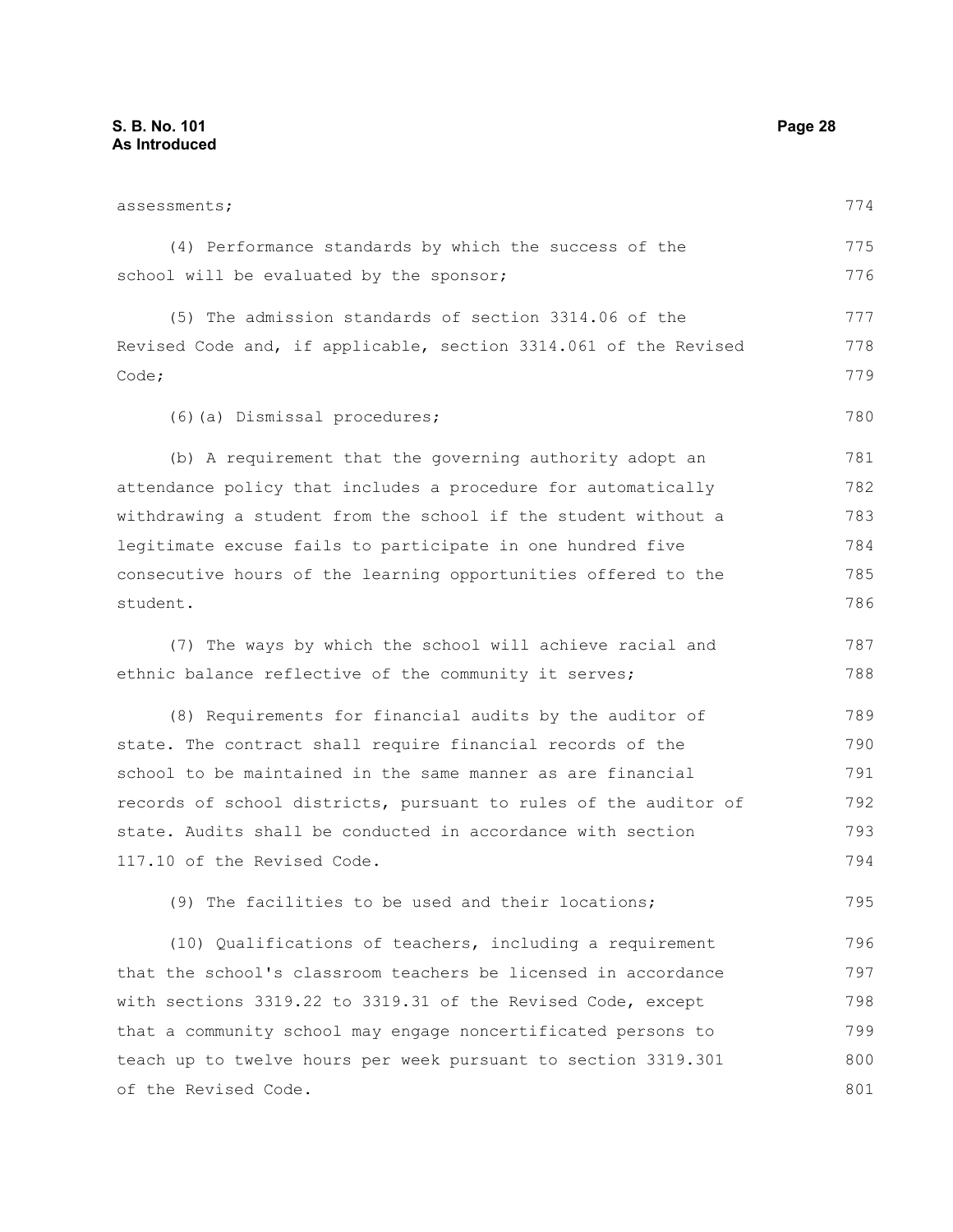assessments;

(4) Performance standards by which the success of the school will be evaluated by the sponsor;

(5) The admission standards of section 3314.06 of the Revised Code and, if applicable, section 3314.061 of the Revised Code;

(6)(a) Dismissal procedures;

(b) A requirement that the governing authority adopt an attendance policy that includes a procedure for automatically withdrawing a student from the school if the student without a legitimate excuse fails to participate in one hundred five consecutive hours of the learning opportunities offered to the student.

(7) The ways by which the school will achieve racial and ethnic balance reflective of the community it serves;

(8) Requirements for financial audits by the auditor of state. The contract shall require financial records of the school to be maintained in the same manner as are financial records of school districts, pursuant to rules of the auditor of state. Audits shall be conducted in accordance with section 117.10 of the Revised Code.

(9) The facilities to be used and their locations;

(10) Qualifications of teachers, including a requirement that the school's classroom teachers be licensed in accordance with sections 3319.22 to 3319.31 of the Revised Code, except that a community school may engage noncertificated persons to teach up to twelve hours per week pursuant to section 3319.301 of the Revised Code.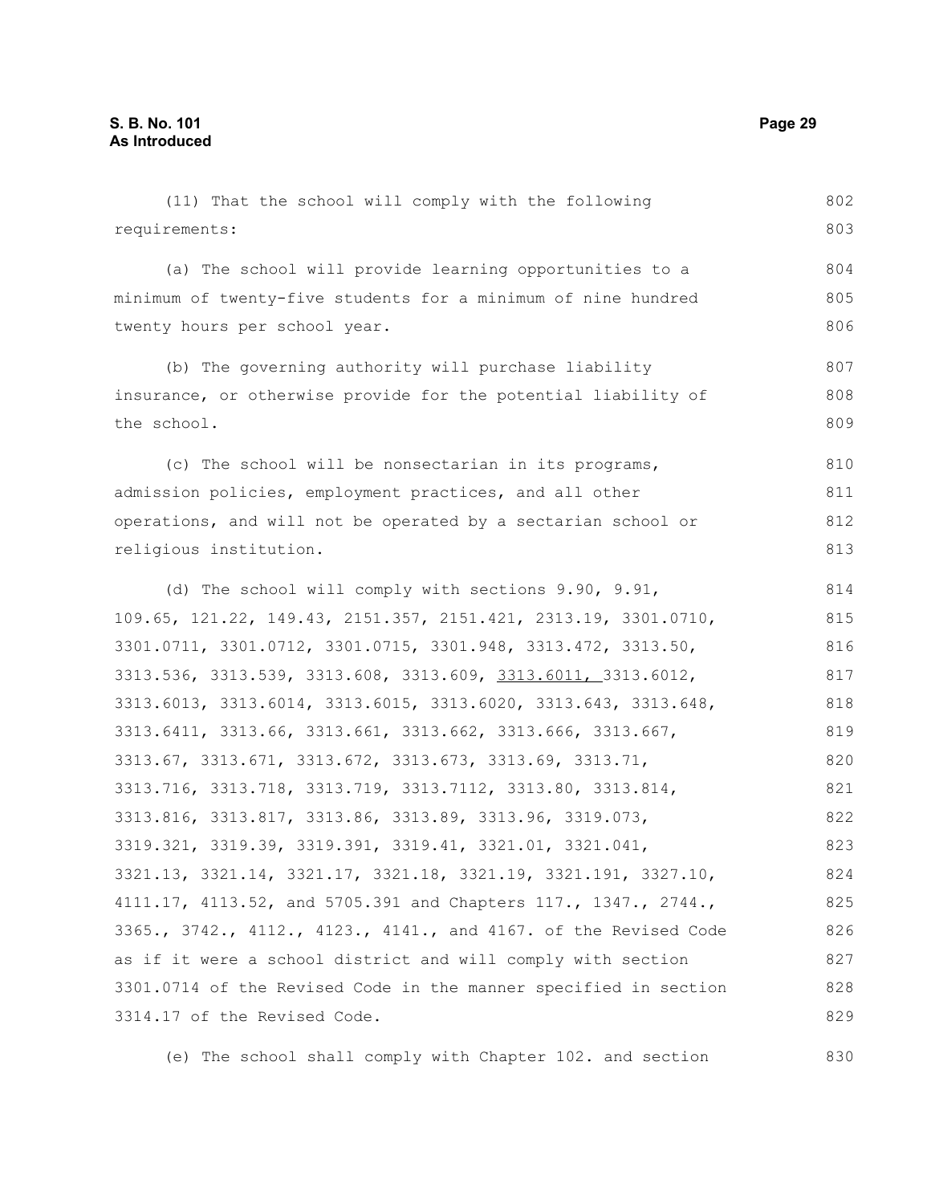(11) That the school will comply with the following requirements:

(a) The school will provide learning opportunities to a minimum of twenty-five students for a minimum of nine hundred twenty hours per school year.

(b) The governing authority will purchase liability insurance, or otherwise provide for the potential liability of the school.

(c) The school will be nonsectarian in its programs, admission policies, employment practices, and all other operations, and will not be operated by a sectarian school or religious institution.

(d) The school will comply with sections 9.90, 9.91, 109.65, 121.22, 149.43, 2151.357, 2151.421, 2313.19, 3301.0710, 3301.0711, 3301.0712, 3301.0715, 3301.948, 3313.472, 3313.50, 3313.536, 3313.539, 3313.608, 3313.609, 3313.6011, 3313.6012, 3313.6013, 3313.6014, 3313.6015, 3313.6020, 3313.643, 3313.648, 3313.6411, 3313.66, 3313.661, 3313.662, 3313.666, 3313.667, 3313.67, 3313.671, 3313.672, 3313.673, 3313.69, 3313.71, 3313.716, 3313.718, 3313.719, 3313.7112, 3313.80, 3313.814, 3313.816, 3313.817, 3313.86, 3313.89, 3313.96, 3319.073, 3319.321, 3319.39, 3319.391, 3319.41, 3321.01, 3321.041, 3321.13, 3321.14, 3321.17, 3321.18, 3321.19, 3321.191, 3327.10, 4111.17, 4113.52, and 5705.391 and Chapters 117., 1347., 2744., 3365., 3742., 4112., 4123., 4141., and 4167. of the Revised Code as if it were a school district and will comply with section 3301.0714 of the Revised Code in the manner specified in section 3314.17 of the Revised Code.

(e) The school shall comply with Chapter 102. and section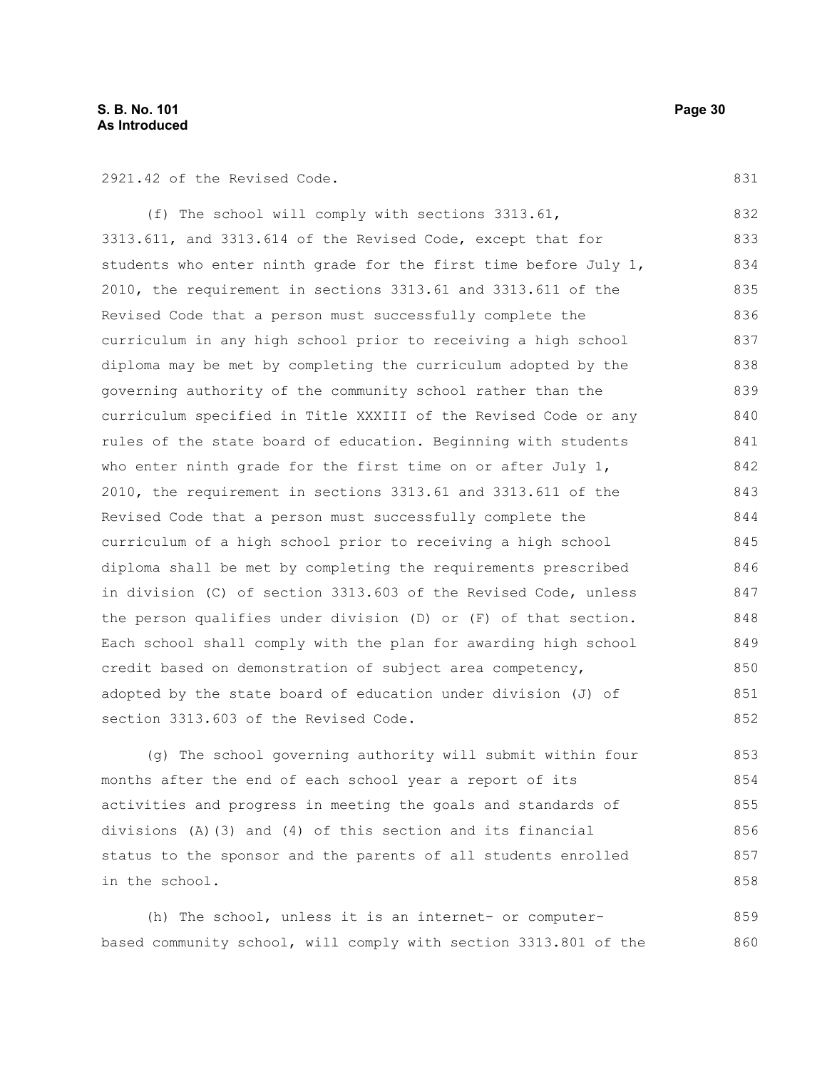2921.42 of the Revised Code.

(f) The school will comply with sections 3313.61, 3313.611, and 3313.614 of the Revised Code, except that for students who enter ninth grade for the first time before July 1, 2010, the requirement in sections 3313.61 and 3313.611 of the Revised Code that a person must successfully complete the curriculum in any high school prior to receiving a high school diploma may be met by completing the curriculum adopted by the governing authority of the community school rather than the curriculum specified in Title XXXIII of the Revised Code or any rules of the state board of education. Beginning with students who enter ninth grade for the first time on or after July 1, 2010, the requirement in sections 3313.61 and 3313.611 of the Revised Code that a person must successfully complete the curriculum of a high school prior to receiving a high school diploma shall be met by completing the requirements prescribed in division (C) of section 3313.603 of the Revised Code, unless the person qualifies under division (D) or (F) of that section. Each school shall comply with the plan for awarding high school credit based on demonstration of subject area competency, adopted by the state board of education under division (J) of section 3313.603 of the Revised Code.

(g) The school governing authority will submit within four months after the end of each school year a report of its activities and progress in meeting the goals and standards of divisions (A)(3) and (4) of this section and its financial status to the sponsor and the parents of all students enrolled in the school.

(h) The school, unless it is an internet- or computer-based community school, will comply with section 3313.801 of the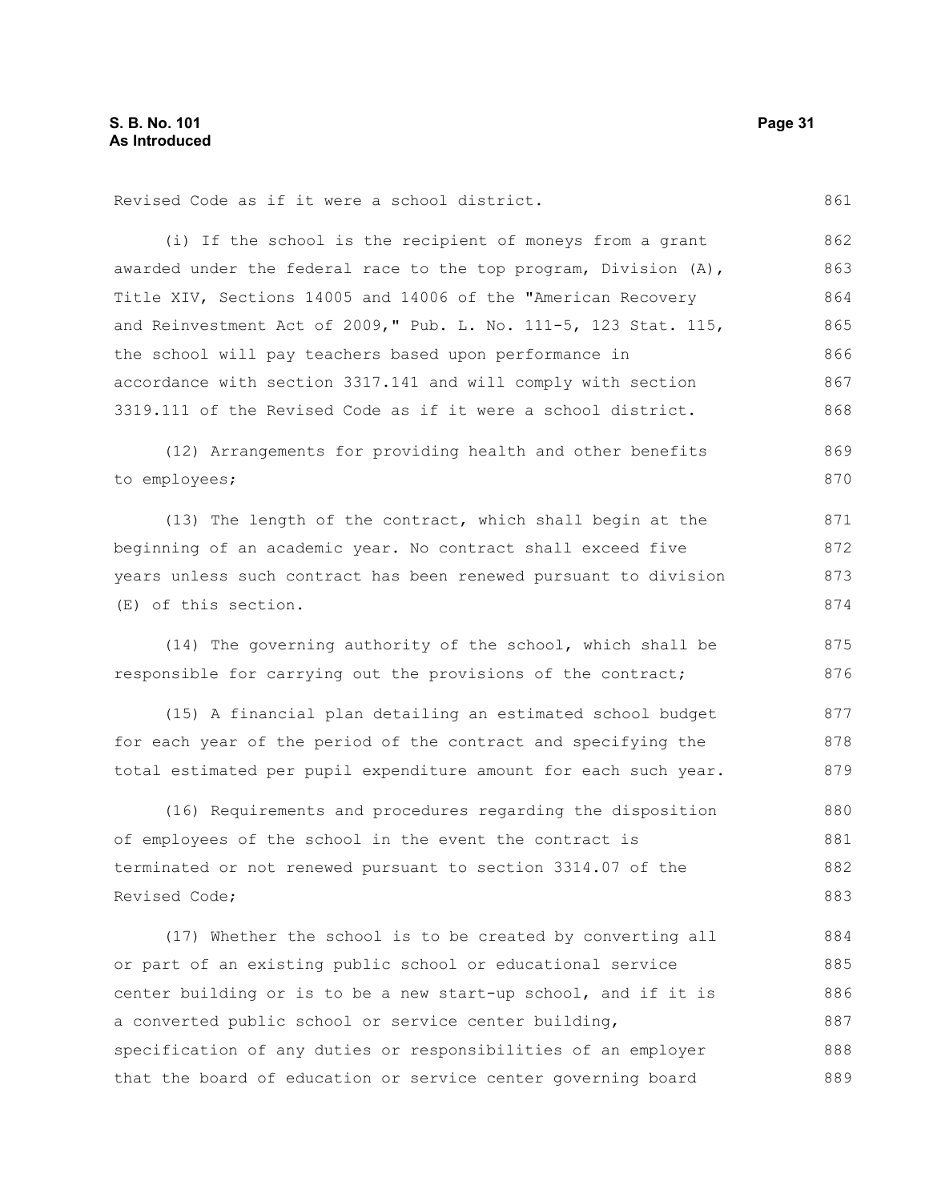Revised Code as if it were a school district.

(i) If the school is the recipient of moneys from a grant awarded under the federal race to the top program, Division (A), Title XIV, Sections 14005 and 14006 of the "American Recovery and Reinvestment Act of 2009," Pub. L. No. 111-5, 123 Stat. 115, the school will pay teachers based upon performance in accordance with section 3317.141 and will comply with section 3319.111 of the Revised Code as if it were a school district.

(12) Arrangements for providing health and other benefits to employees;

(13) The length of the contract, which shall begin at the beginning of an academic year. No contract shall exceed five years unless such contract has been renewed pursuant to division (E) of this section.

(14) The governing authority of the school, which shall be responsible for carrying out the provisions of the contract;

(15) A financial plan detailing an estimated school budget for each year of the period of the contract and specifying the total estimated per pupil expenditure amount for each such year.

(16) Requirements and procedures regarding the disposition of employees of the school in the event the contract is terminated or not renewed pursuant to section 3314.07 of the Revised Code;

(17) Whether the school is to be created by converting all or part of an existing public school or educational service center building or is to be a new start-up school, and if it is a converted public school or service center building, specification of any duties or responsibilities of an employer that the board of education or service center governing board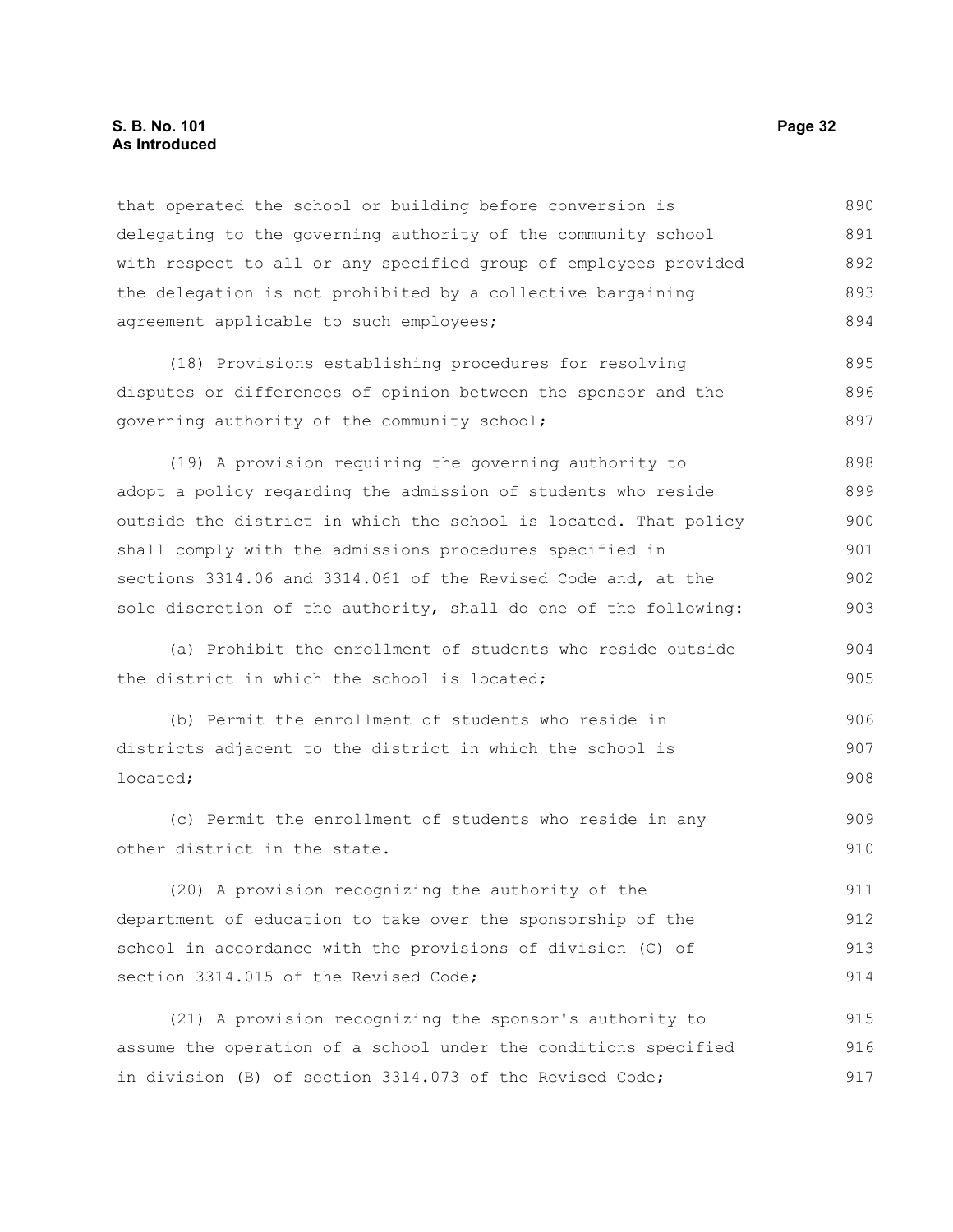that operated the school or building before conversion is delegating to the governing authority of the community school with respect to all or any specified group of employees provided the delegation is not prohibited by a collective bargaining agreement applicable to such employees;

(18) Provisions establishing procedures for resolving disputes or differences of opinion between the sponsor and the governing authority of the community school;

(19) A provision requiring the governing authority to adopt a policy regarding the admission of students who reside outside the district in which the school is located. That policy shall comply with the admissions procedures specified in sections 3314.06 and 3314.061 of the Revised Code and, at the sole discretion of the authority, shall do one of the following:

(a) Prohibit the enrollment of students who reside outside the district in which the school is located;

(b) Permit the enrollment of students who reside in districts adjacent to the district in which the school is located;

(c) Permit the enrollment of students who reside in any other district in the state.

(20) A provision recognizing the authority of the department of education to take over the sponsorship of the school in accordance with the provisions of division (C) of section 3314.015 of the Revised Code;

(21) A provision recognizing the sponsor's authority to assume the operation of a school under the conditions specified in division (B) of section 3314.073 of the Revised Code;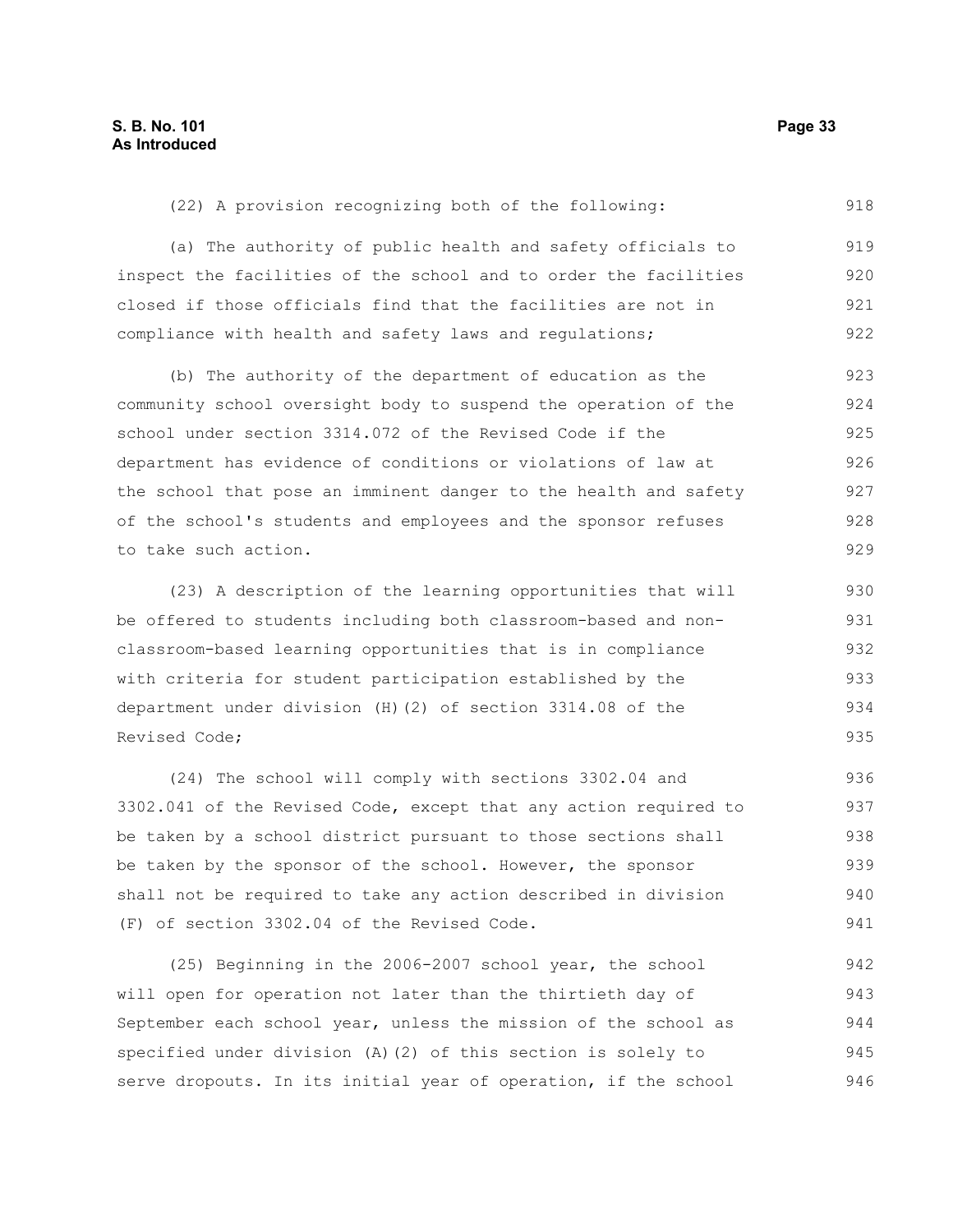(22) A provision recognizing both of the following:

(a) The authority of public health and safety officials to inspect the facilities of the school and to order the facilities closed if those officials find that the facilities are not in compliance with health and safety laws and regulations;

(b) The authority of the department of education as the community school oversight body to suspend the operation of the school under section 3314.072 of the Revised Code if the department has evidence of conditions or violations of law at the school that pose an imminent danger to the health and safety of the school's students and employees and the sponsor refuses to take such action.

(23) A description of the learning opportunities that will be offered to students including both classroom-based and non-classroom-based learning opportunities that is in compliance with criteria for student participation established by the department under division (H)(2) of section 3314.08 of the Revised Code;

(24) The school will comply with sections 3302.04 and 3302.041 of the Revised Code, except that any action required to be taken by a school district pursuant to those sections shall be taken by the sponsor of the school. However, the sponsor shall not be required to take any action described in division (F) of section 3302.04 of the Revised Code.

(25) Beginning in the 2006-2007 school year, the school will open for operation not later than the thirtieth day of September each school year, unless the mission of the school as specified under division (A)(2) of this section is solely to serve dropouts. In its initial year of operation, if the school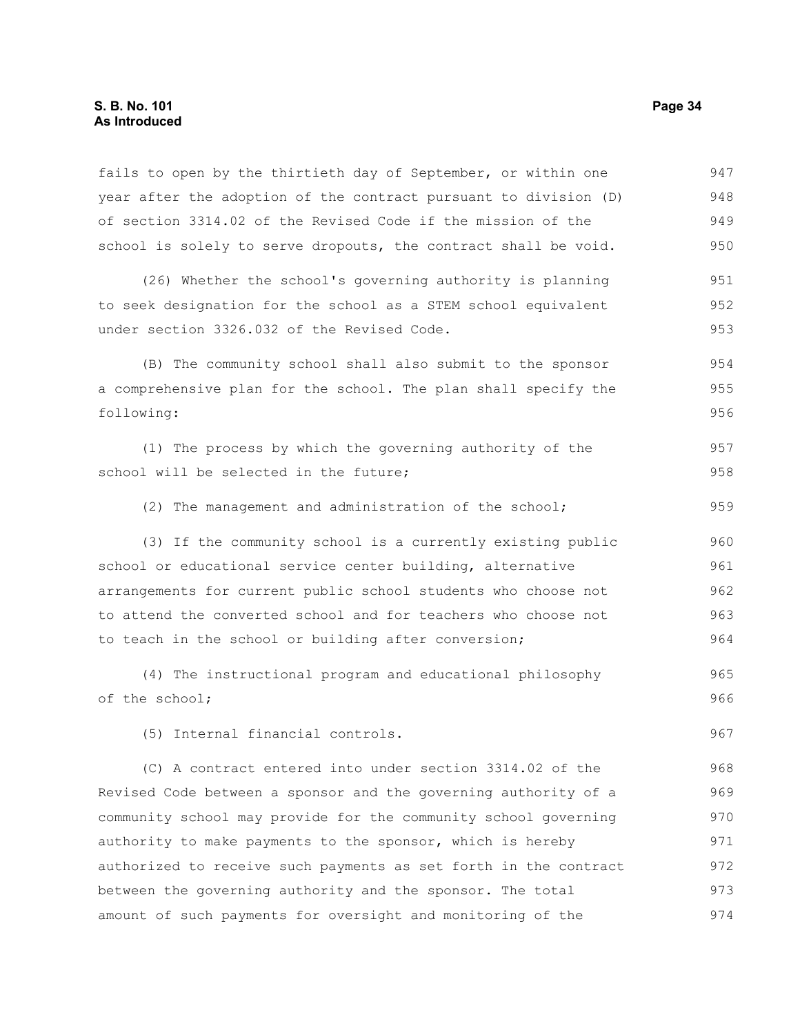fails to open by the thirtieth day of September, or within one year after the adoption of the contract pursuant to division (D) of section 3314.02 of the Revised Code if the mission of the school is solely to serve dropouts, the contract shall be void.

(26) Whether the school's governing authority is planning to seek designation for the school as a STEM school equivalent under section 3326.032 of the Revised Code.

(B) The community school shall also submit to the sponsor a comprehensive plan for the school. The plan shall specify the following:

(1) The process by which the governing authority of the school will be selected in the future;

(2) The management and administration of the school;

(3) If the community school is a currently existing public school or educational service center building, alternative arrangements for current public school students who choose not to attend the converted school and for teachers who choose not to teach in the school or building after conversion;

(4) The instructional program and educational philosophy of the school;

(5) Internal financial controls.

(C) A contract entered into under section 3314.02 of the Revised Code between a sponsor and the governing authority of a community school may provide for the community school governing authority to make payments to the sponsor, which is hereby authorized to receive such payments as set forth in the contract between the governing authority and the sponsor. The total amount of such payments for oversight and monitoring of the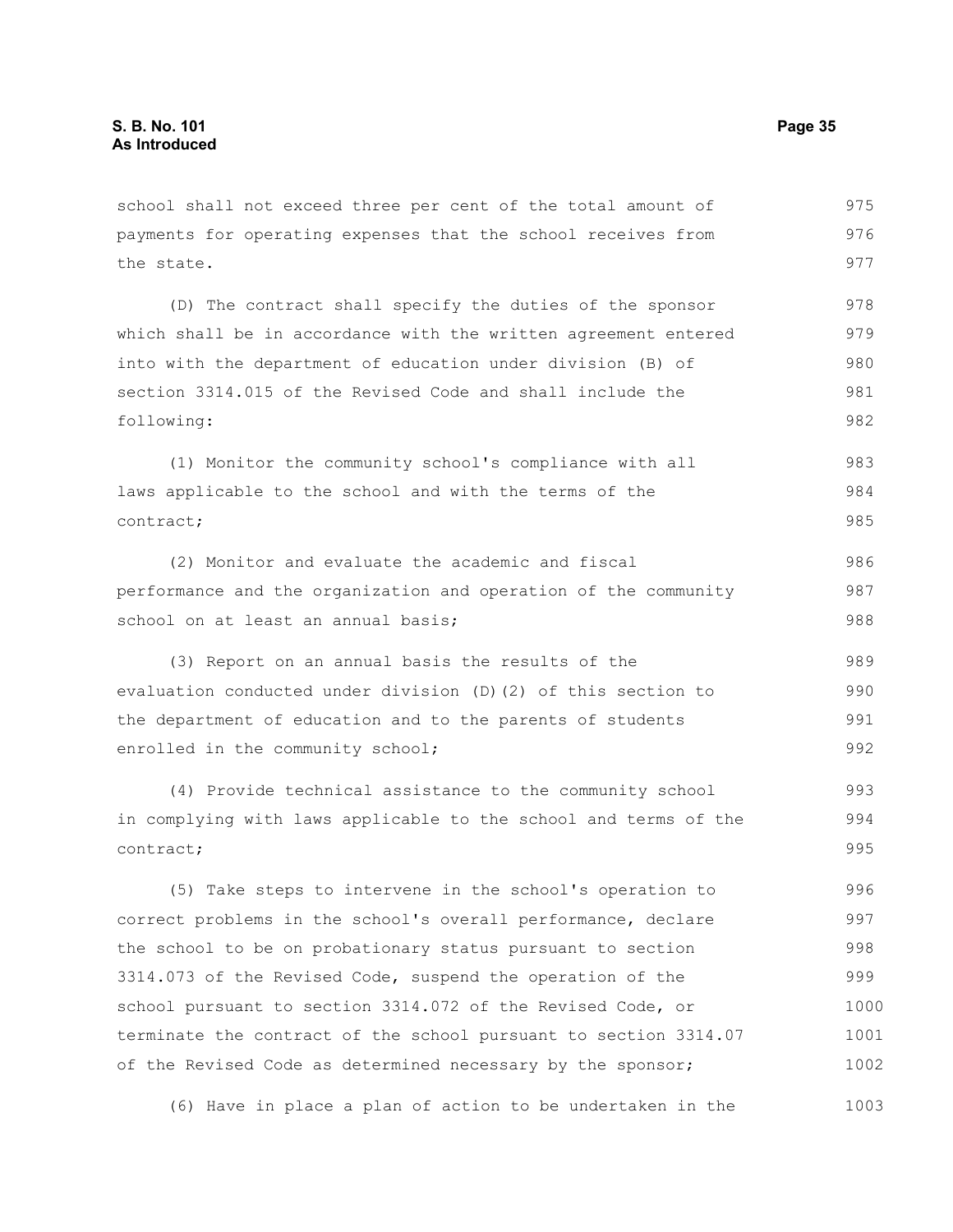school shall not exceed three per cent of the total amount of payments for operating expenses that the school receives from the state.

(D) The contract shall specify the duties of the sponsor which shall be in accordance with the written agreement entered into with the department of education under division (B) of section 3314.015 of the Revised Code and shall include the following:

(1) Monitor the community school's compliance with all laws applicable to the school and with the terms of the contract;

(2) Monitor and evaluate the academic and fiscal performance and the organization and operation of the community school on at least an annual basis;

(3) Report on an annual basis the results of the evaluation conducted under division (D)(2) of this section to the department of education and to the parents of students enrolled in the community school;

(4) Provide technical assistance to the community school in complying with laws applicable to the school and terms of the contract;

(5) Take steps to intervene in the school's operation to correct problems in the school's overall performance, declare the school to be on probationary status pursuant to section 3314.073 of the Revised Code, suspend the operation of the school pursuant to section 3314.072 of the Revised Code, or terminate the contract of the school pursuant to section 3314.07 of the Revised Code as determined necessary by the sponsor;

(6) Have in place a plan of action to be undertaken in the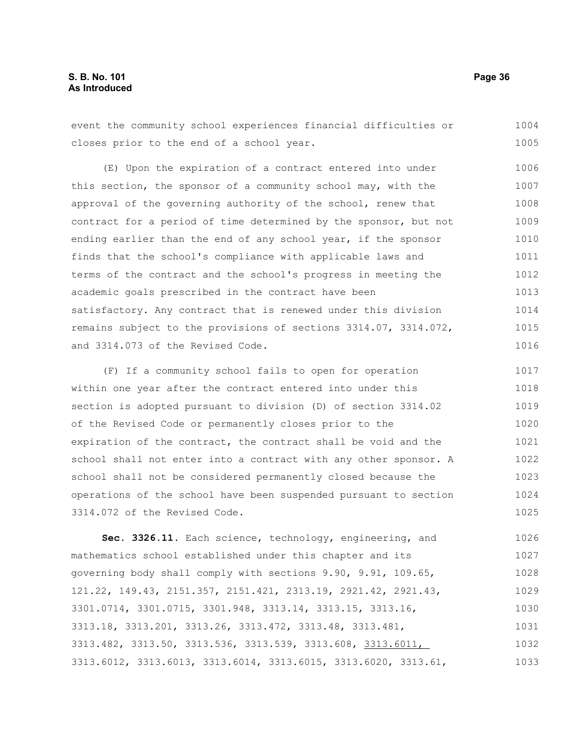event the community school experiences financial difficulties or closes prior to the end of a school year.

(E) Upon the expiration of a contract entered into under this section, the sponsor of a community school may, with the approval of the governing authority of the school, renew that contract for a period of time determined by the sponsor, but not ending earlier than the end of any school year, if the sponsor finds that the school's compliance with applicable laws and terms of the contract and the school's progress in meeting the academic goals prescribed in the contract have been satisfactory. Any contract that is renewed under this division remains subject to the provisions of sections 3314.07, 3314.072, and 3314.073 of the Revised Code.

(F) If a community school fails to open for operation within one year after the contract entered into under this section is adopted pursuant to division (D) of section 3314.02 of the Revised Code or permanently closes prior to the expiration of the contract, the contract shall be void and the school shall not enter into a contract with any other sponsor. A school shall not be considered permanently closed because the operations of the school have been suspended pursuant to section 3314.072 of the Revised Code.

**Sec. 3326.11.** Each science, technology, engineering, and mathematics school established under this chapter and its governing body shall comply with sections 9.90, 9.91, 109.65, 121.22, 149.43, 2151.357, 2151.421, 2313.19, 2921.42, 2921.43, 3301.0714, 3301.0715, 3301.948, 3313.14, 3313.15, 3313.16, 3313.18, 3313.201, 3313.26, 3313.472, 3313.48, 3313.481, 3313.482, 3313.50, 3313.536, 3313.539, 3313.608, 3313.6011, 3313.6012, 3313.6013, 3313.6014, 3313.6015, 3313.6020, 3313.61,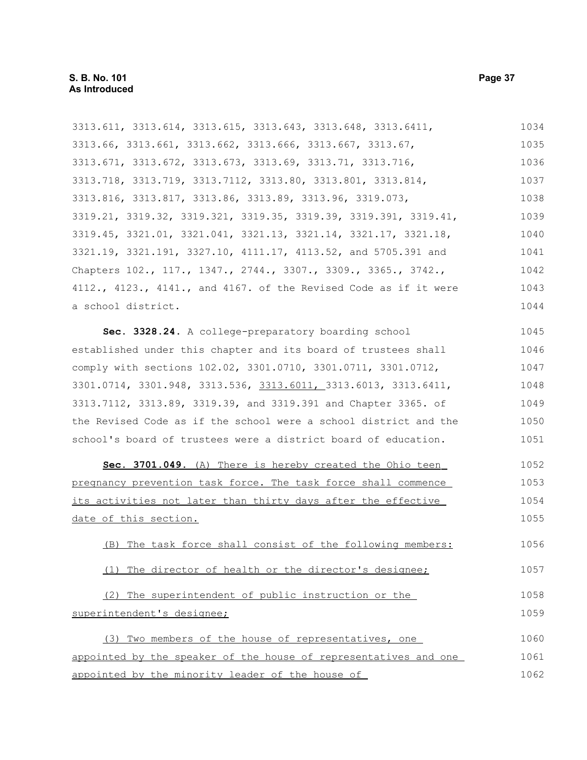3313.611, 3313.614, 3313.615, 3313.643, 3313.648, 3313.6411, 3313.66, 3313.661, 3313.662, 3313.666, 3313.667, 3313.67, 3313.671, 3313.672, 3313.673, 3313.69, 3313.71, 3313.716, 3313.718, 3313.719, 3313.7112, 3313.80, 3313.801, 3313.814, 3313.816, 3313.817, 3313.86, 3313.89, 3313.96, 3319.073, 3319.21, 3319.32, 3319.321, 3319.35, 3319.39, 3319.391, 3319.41, 3319.45, 3321.01, 3321.041, 3321.13, 3321.14, 3321.17, 3321.18, 3321.19, 3321.191, 3327.10, 4111.17, 4113.52, and 5705.391 and Chapters 102., 117., 1347., 2744., 3307., 3309., 3365., 3742., 4112., 4123., 4141., and 4167. of the Revised Code as if it were a school district.

**Sec. 3328.24.** A college-preparatory boarding school established under this chapter and its board of trustees shall comply with sections 102.02, 3301.0710, 3301.0711, 3301.0712, 3301.0714, 3301.948, 3313.536, <u>3313.6011,</u> 3313.6013, 3313.6411, 3313.7112, 3313.89, 3319.39, and 3319.391 and Chapter 3365. of the Revised Code as if the school were a school district and the school's board of trustees were a district board of education.

<u>**Sec. 3701.049.** (A) There is hereby created the Ohio teen pregnancy prevention task force. The task force shall commence its activities not later than thirty days after the effective date of this section.</u>

<u>(B) The task force shall consist of the following members:</u>

<u>(1) The director of health or the director's designee;</u>

<u>(2) The superintendent of public instruction or the superintendent's designee;</u>

<u>(3) Two members of the house of representatives, one appointed by the speaker of the house of representatives and one appointed by the minority leader of the house of</u>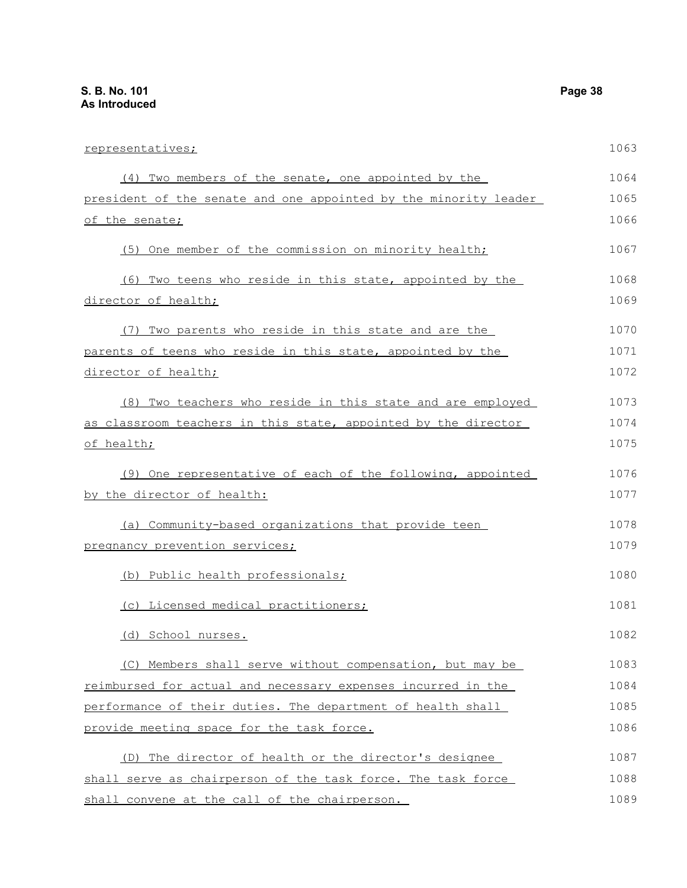representatives;

(4) Two members of the senate, one appointed by the president of the senate and one appointed by the minority leader of the senate;

(5) One member of the commission on minority health;

(6) Two teens who reside in this state, appointed by the director of health;

(7) Two parents who reside in this state and are the parents of teens who reside in this state, appointed by the director of health;

(8) Two teachers who reside in this state and are employed as classroom teachers in this state, appointed by the director of health;

(9) One representative of each of the following, appointed by the director of health:

(a) Community-based organizations that provide teen pregnancy prevention services;

(b) Public health professionals;

(c) Licensed medical practitioners;

(d) School nurses.

(C) Members shall serve without compensation, but may be reimbursed for actual and necessary expenses incurred in the performance of their duties. The department of health shall provide meeting space for the task force.

(D) The director of health or the director's designee shall serve as chairperson of the task force. The task force shall convene at the call of the chairperson.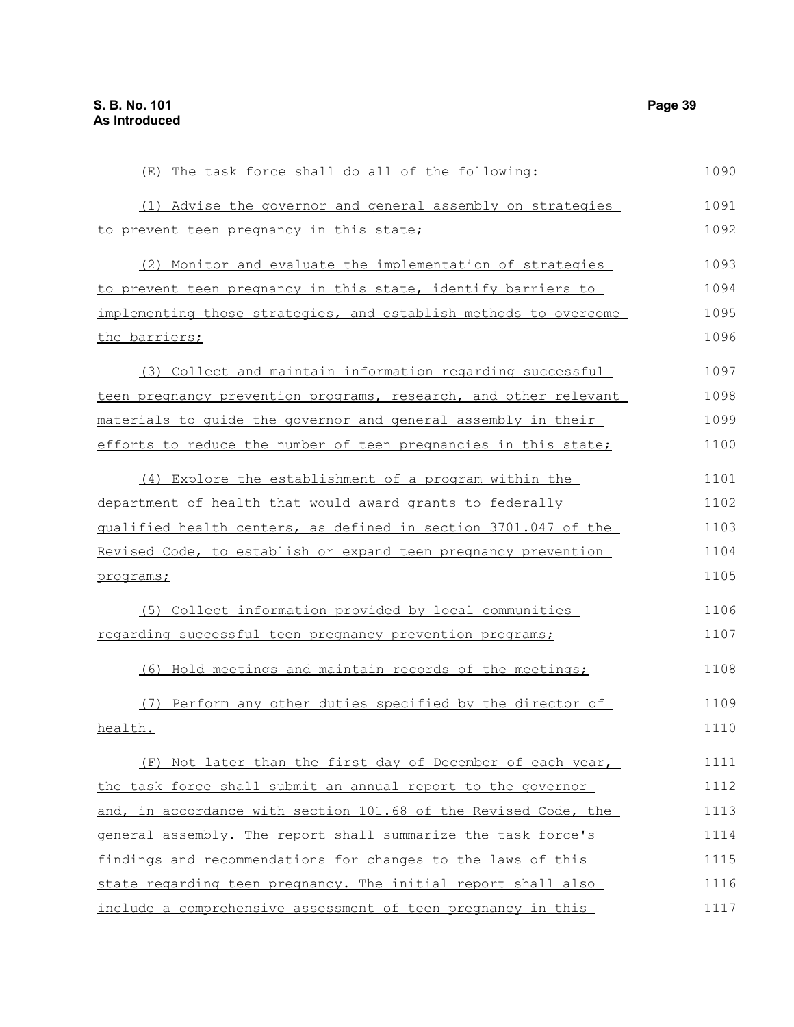(E) The task force shall do all of the following:

(1) Advise the governor and general assembly on strategies to prevent teen pregnancy in this state;

(2) Monitor and evaluate the implementation of strategies to prevent teen pregnancy in this state, identify barriers to implementing those strategies, and establish methods to overcome the barriers;

(3) Collect and maintain information regarding successful teen pregnancy prevention programs, research, and other relevant materials to guide the governor and general assembly in their efforts to reduce the number of teen pregnancies in this state;

(4) Explore the establishment of a program within the department of health that would award grants to federally qualified health centers, as defined in section 3701.047 of the Revised Code, to establish or expand teen pregnancy prevention programs;

(5) Collect information provided by local communities regarding successful teen pregnancy prevention programs;

(6) Hold meetings and maintain records of the meetings;

(7) Perform any other duties specified by the director of health.

(F) Not later than the first day of December of each year, the task force shall submit an annual report to the governor and, in accordance with section 101.68 of the Revised Code, the general assembly. The report shall summarize the task force's findings and recommendations for changes to the laws of this state regarding teen pregnancy. The initial report shall also include a comprehensive assessment of teen pregnancy in this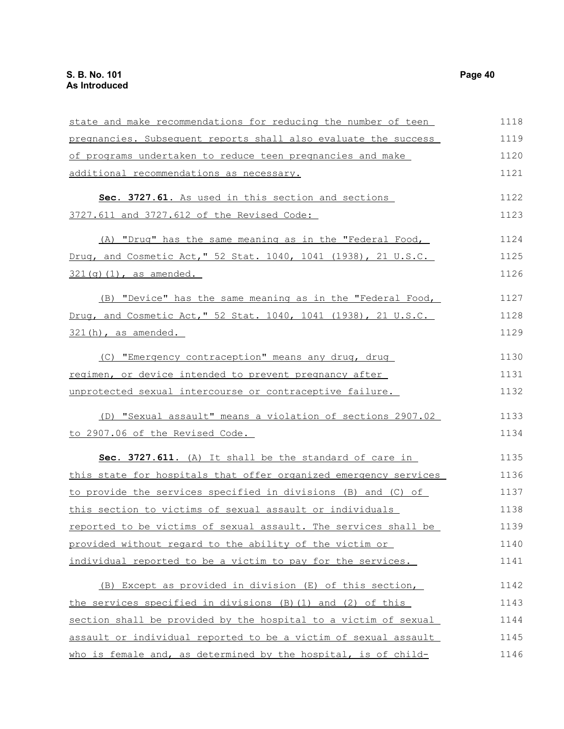state and make recommendations for reducing the number of teen pregnancies. Subsequent reports shall also evaluate the success of programs undertaken to reduce teen pregnancies and make additional recommendations as necessary.

**Sec. 3727.61.** As used in this section and sections 3727.611 and 3727.612 of the Revised Code:

(A) "Drug" has the same meaning as in the "Federal Food, Drug, and Cosmetic Act," 52 Stat. 1040, 1041 (1938), 21 U.S.C. 321(g)(1), as amended.

(B) "Device" has the same meaning as in the "Federal Food, Drug, and Cosmetic Act," 52 Stat. 1040, 1041 (1938), 21 U.S.C. 321(h), as amended.

(C) "Emergency contraception" means any drug, drug regimen, or device intended to prevent pregnancy after unprotected sexual intercourse or contraceptive failure.

(D) "Sexual assault" means a violation of sections 2907.02 to 2907.06 of the Revised Code.

**Sec. 3727.611.** (A) It shall be the standard of care in this state for hospitals that offer organized emergency services to provide the services specified in divisions (B) and (C) of this section to victims of sexual assault or individuals reported to be victims of sexual assault. The services shall be provided without regard to the ability of the victim or individual reported to be a victim to pay for the services.

(B) Except as provided in division (E) of this section, the services specified in divisions (B)(1) and (2) of this section shall be provided by the hospital to a victim of sexual assault or individual reported to be a victim of sexual assault who is female and, as determined by the hospital, is of child-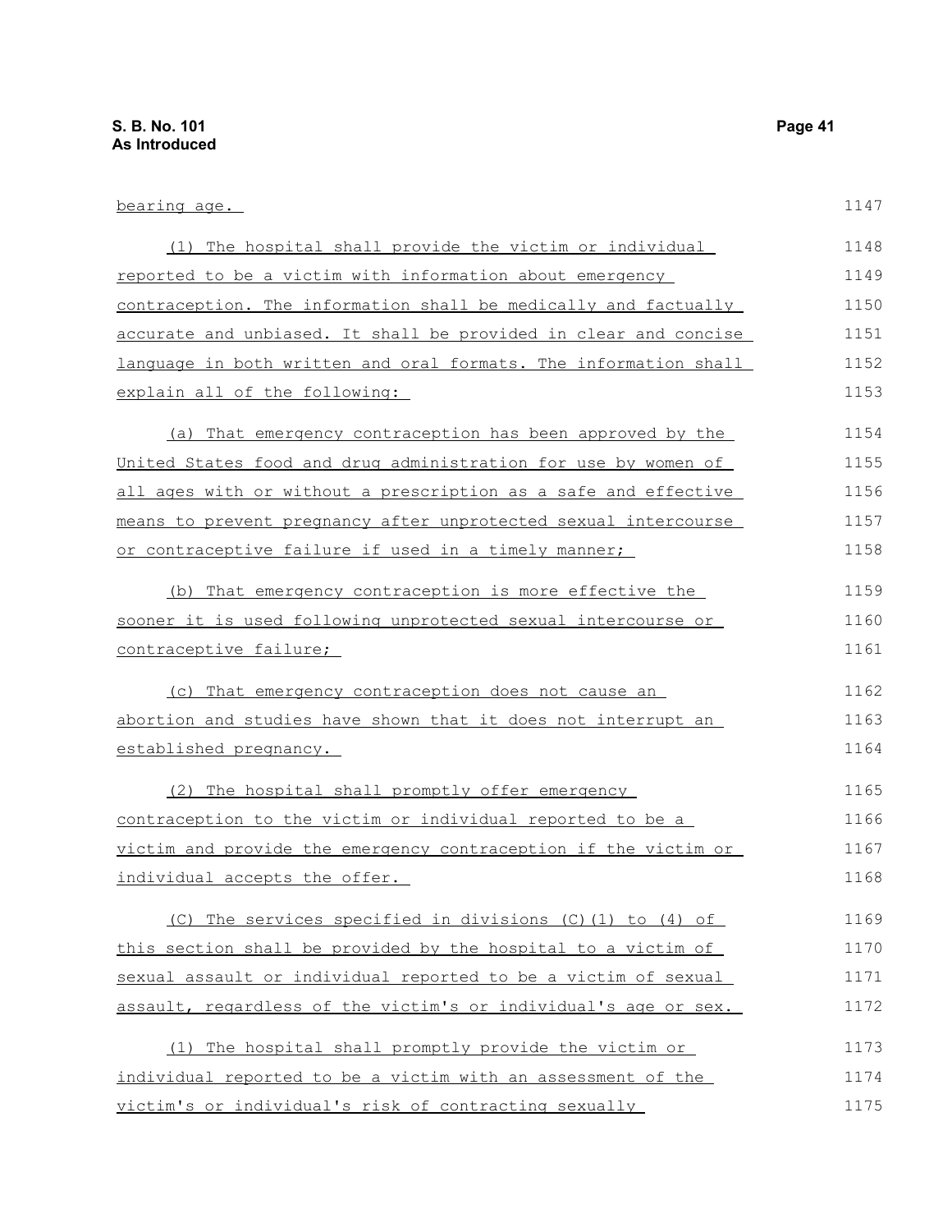bearing age.

(1) The hospital shall provide the victim or individual reported to be a victim with information about emergency contraception. The information shall be medically and factually accurate and unbiased. It shall be provided in clear and concise language in both written and oral formats. The information shall explain all of the following:

(a) That emergency contraception has been approved by the United States food and drug administration for use by women of all ages with or without a prescription as a safe and effective means to prevent pregnancy after unprotected sexual intercourse or contraceptive failure if used in a timely manner;

(b) That emergency contraception is more effective the sooner it is used following unprotected sexual intercourse or contraceptive failure;

(c) That emergency contraception does not cause an abortion and studies have shown that it does not interrupt an established pregnancy.

(2) The hospital shall promptly offer emergency contraception to the victim or individual reported to be a victim and provide the emergency contraception if the victim or individual accepts the offer.

(C) The services specified in divisions (C)(1) to (4) of this section shall be provided by the hospital to a victim of sexual assault or individual reported to be a victim of sexual assault, regardless of the victim's or individual's age or sex.

(1) The hospital shall promptly provide the victim or individual reported to be a victim with an assessment of the victim's or individual's risk of contracting sexually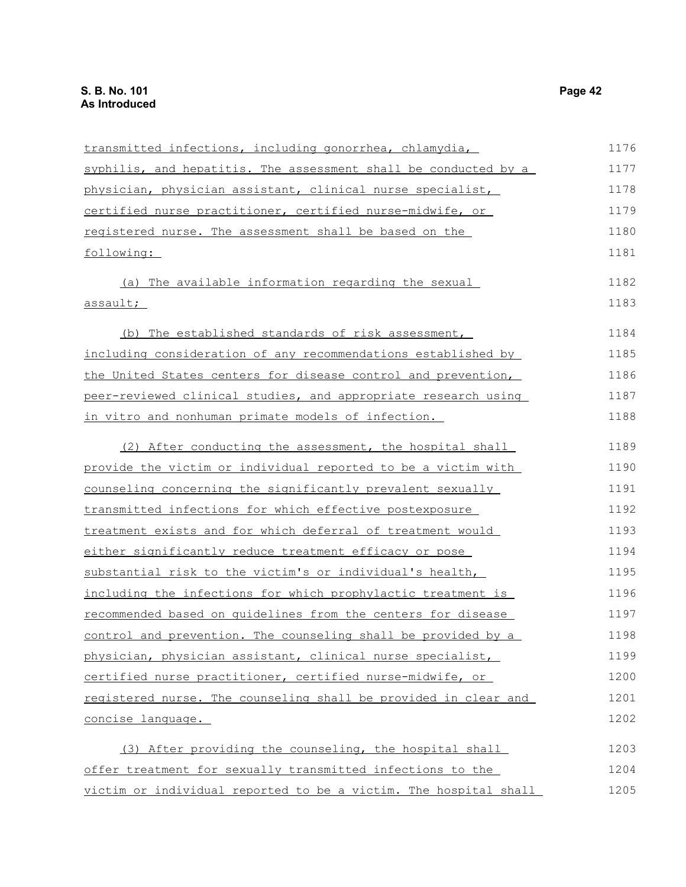transmitted infections, including gonorrhea, chlamydia, syphilis, and hepatitis. The assessment shall be conducted by a physician, physician assistant, clinical nurse specialist, certified nurse practitioner, certified nurse-midwife, or registered nurse. The assessment shall be based on the following:

(a) The available information regarding the sexual assault;

(b) The established standards of risk assessment, including consideration of any recommendations established by the United States centers for disease control and prevention, peer-reviewed clinical studies, and appropriate research using in vitro and nonhuman primate models of infection.

(2) After conducting the assessment, the hospital shall provide the victim or individual reported to be a victim with counseling concerning the significantly prevalent sexually transmitted infections for which effective postexposure treatment exists and for which deferral of treatment would either significantly reduce treatment efficacy or pose substantial risk to the victim's or individual's health, including the infections for which prophylactic treatment is recommended based on guidelines from the centers for disease control and prevention. The counseling shall be provided by a physician, physician assistant, clinical nurse specialist, certified nurse practitioner, certified nurse-midwife, or registered nurse. The counseling shall be provided in clear and concise language.

(3) After providing the counseling, the hospital shall offer treatment for sexually transmitted infections to the victim or individual reported to be a victim. The hospital shall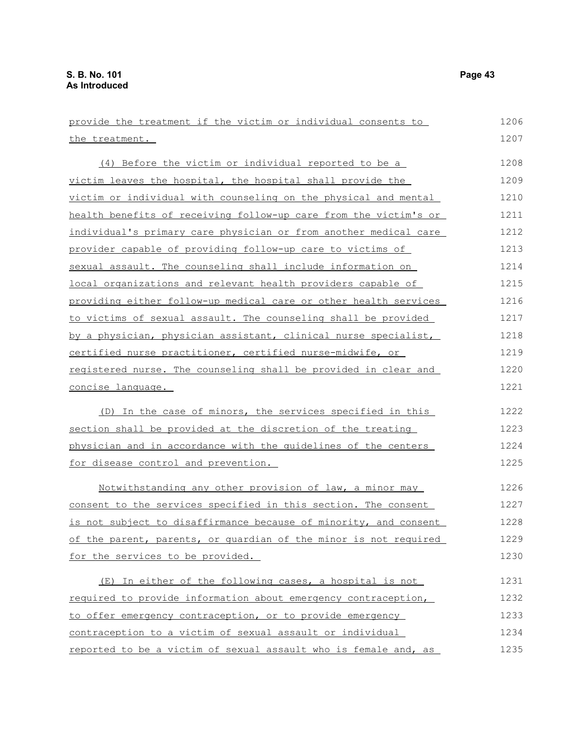provide the treatment if the victim or individual consents to the treatment.

(4) Before the victim or individual reported to be a victim leaves the hospital, the hospital shall provide the victim or individual with counseling on the physical and mental health benefits of receiving follow-up care from the victim's or individual's primary care physician or from another medical care provider capable of providing follow-up care to victims of sexual assault. The counseling shall include information on local organizations and relevant health providers capable of providing either follow-up medical care or other health services to victims of sexual assault. The counseling shall be provided by a physician, physician assistant, clinical nurse specialist, certified nurse practitioner, certified nurse-midwife, or registered nurse. The counseling shall be provided in clear and concise language.

(D) In the case of minors, the services specified in this section shall be provided at the discretion of the treating physician and in accordance with the guidelines of the centers for disease control and prevention.

Notwithstanding any other provision of law, a minor may consent to the services specified in this section. The consent is not subject to disaffirmance because of minority, and consent of the parent, parents, or guardian of the minor is not required for the services to be provided.

(E) In either of the following cases, a hospital is not required to provide information about emergency contraception, to offer emergency contraception, or to provide emergency contraception to a victim of sexual assault or individual reported to be a victim of sexual assault who is female and, as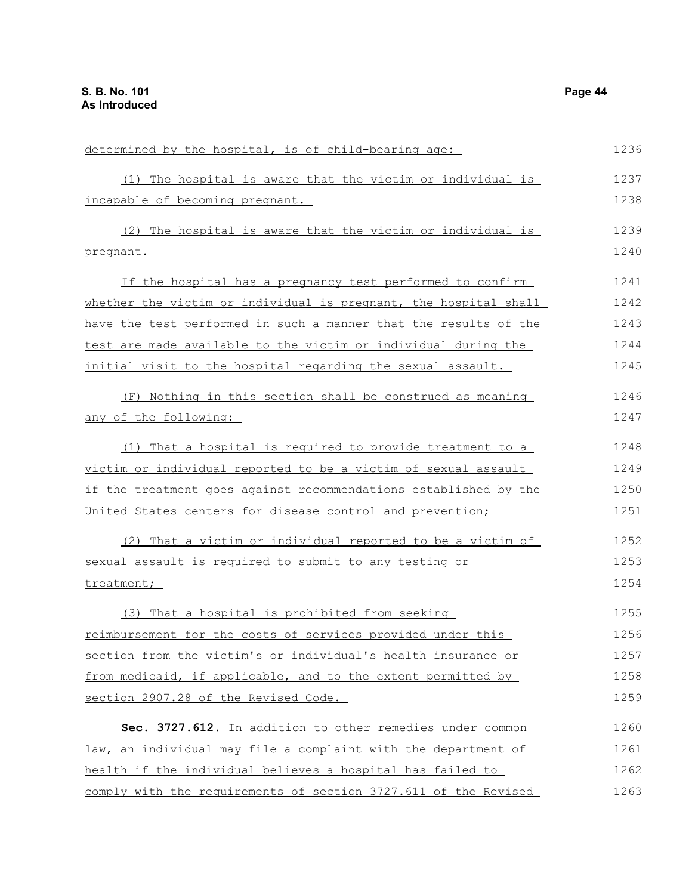determined by the hospital, is of child-bearing age:

(1) The hospital is aware that the victim or individual is incapable of becoming pregnant.

(2) The hospital is aware that the victim or individual is pregnant.

If the hospital has a pregnancy test performed to confirm whether the victim or individual is pregnant, the hospital shall have the test performed in such a manner that the results of the test are made available to the victim or individual during the initial visit to the hospital regarding the sexual assault.

(F) Nothing in this section shall be construed as meaning any of the following:

(1) That a hospital is required to provide treatment to a victim or individual reported to be a victim of sexual assault if the treatment goes against recommendations established by the United States centers for disease control and prevention;

(2) That a victim or individual reported to be a victim of sexual assault is required to submit to any testing or treatment;

(3) That a hospital is prohibited from seeking reimbursement for the costs of services provided under this section from the victim's or individual's health insurance or from medicaid, if applicable, and to the extent permitted by section 2907.28 of the Revised Code.

**Sec. 3727.612.** In addition to other remedies under common law, an individual may file a complaint with the department of health if the individual believes a hospital has failed to comply with the requirements of section 3727.611 of the Revised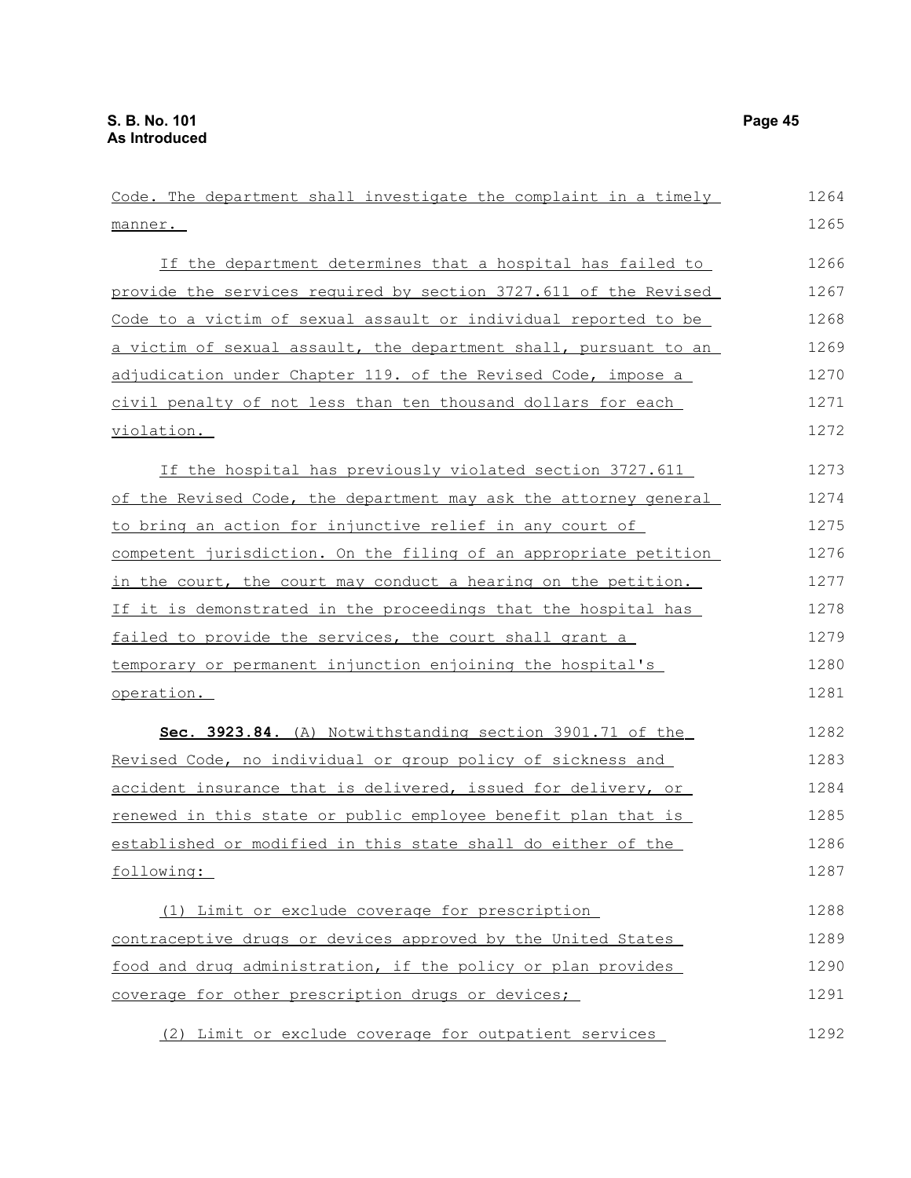Code. The department shall investigate the complaint in a timely manner.

If the department determines that a hospital has failed to provide the services required by section 3727.611 of the Revised Code to a victim of sexual assault or individual reported to be a victim of sexual assault, the department shall, pursuant to an adjudication under Chapter 119. of the Revised Code, impose a civil penalty of not less than ten thousand dollars for each violation.

If the hospital has previously violated section 3727.611 of the Revised Code, the department may ask the attorney general to bring an action for injunctive relief in any court of competent jurisdiction. On the filing of an appropriate petition in the court, the court may conduct a hearing on the petition. If it is demonstrated in the proceedings that the hospital has failed to provide the services, the court shall grant a temporary or permanent injunction enjoining the hospital's operation.

**Sec. 3923.84.** (A) Notwithstanding section 3901.71 of the Revised Code, no individual or group policy of sickness and accident insurance that is delivered, issued for delivery, or renewed in this state or public employee benefit plan that is established or modified in this state shall do either of the following:

(1) Limit or exclude coverage for prescription contraceptive drugs or devices approved by the United States food and drug administration, if the policy or plan provides coverage for other prescription drugs or devices;

(2) Limit or exclude coverage for outpatient services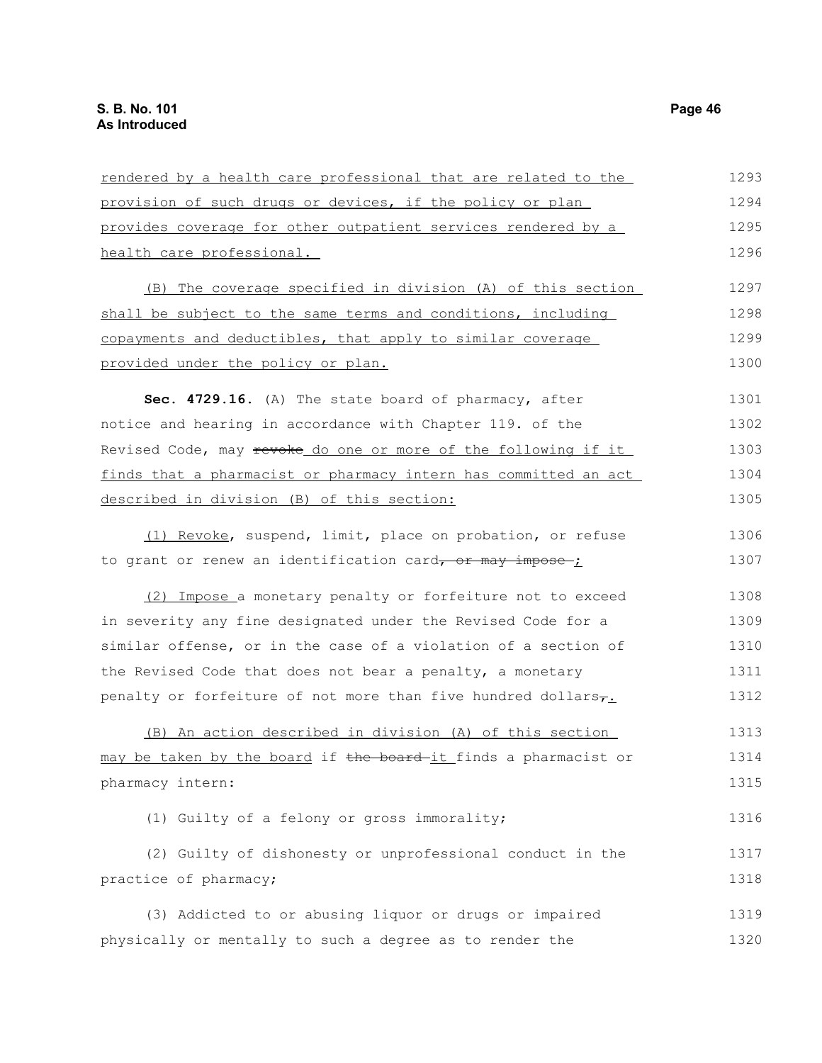rendered by a health care professional that are related to the provision of such drugs or devices, if the policy or plan provides coverage for other outpatient services rendered by a health care professional.

(B) The coverage specified in division (A) of this section shall be subject to the same terms and conditions, including copayments and deductibles, that apply to similar coverage provided under the policy or plan.

**Sec. 4729.16.** (A) The state board of pharmacy, after notice and hearing in accordance with Chapter 119. of the Revised Code, may ~~revoke~~ do one or more of the following if it finds that a pharmacist or pharmacy intern has committed an act described in division (B) of this section:

(1) Revoke, suspend, limit, place on probation, or refuse to grant or renew an identification card~~, or may impose~~;

(2) Impose a monetary penalty or forfeiture not to exceed in severity any fine designated under the Revised Code for a similar offense, or in the case of a violation of a section of the Revised Code that does not bear a penalty, a monetary penalty or forfeiture of not more than five hundred dollars~~,~~.

(B) An action described in division (A) of this section may be taken by the board if ~~the board~~ it finds a pharmacist or pharmacy intern:

(1) Guilty of a felony or gross immorality;

(2) Guilty of dishonesty or unprofessional conduct in the practice of pharmacy;

(3) Addicted to or abusing liquor or drugs or impaired physically or mentally to such a degree as to render the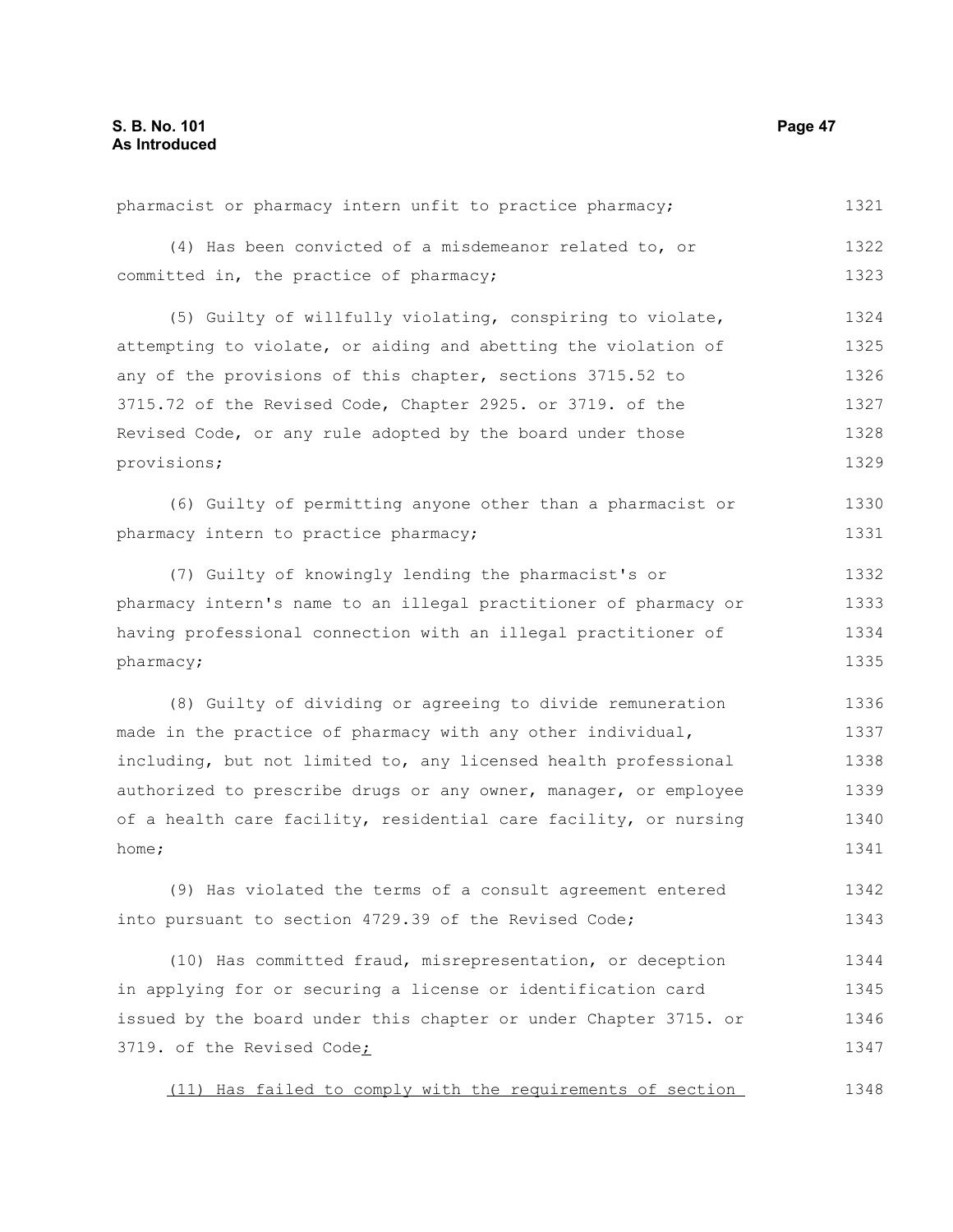pharmacist or pharmacy intern unfit to practice pharmacy;

(4) Has been convicted of a misdemeanor related to, or committed in, the practice of pharmacy;

(5) Guilty of willfully violating, conspiring to violate, attempting to violate, or aiding and abetting the violation of any of the provisions of this chapter, sections 3715.52 to 3715.72 of the Revised Code, Chapter 2925. or 3719. of the Revised Code, or any rule adopted by the board under those provisions;

(6) Guilty of permitting anyone other than a pharmacist or pharmacy intern to practice pharmacy;

(7) Guilty of knowingly lending the pharmacist's or pharmacy intern's name to an illegal practitioner of pharmacy or having professional connection with an illegal practitioner of pharmacy;

(8) Guilty of dividing or agreeing to divide remuneration made in the practice of pharmacy with any other individual, including, but not limited to, any licensed health professional authorized to prescribe drugs or any owner, manager, or employee of a health care facility, residential care facility, or nursing home;

(9) Has violated the terms of a consult agreement entered into pursuant to section 4729.39 of the Revised Code;

(10) Has committed fraud, misrepresentation, or deception in applying for or securing a license or identification card issued by the board under this chapter or under Chapter 3715. or 3719. of the Revised Code;

(11) Has failed to comply with the requirements of section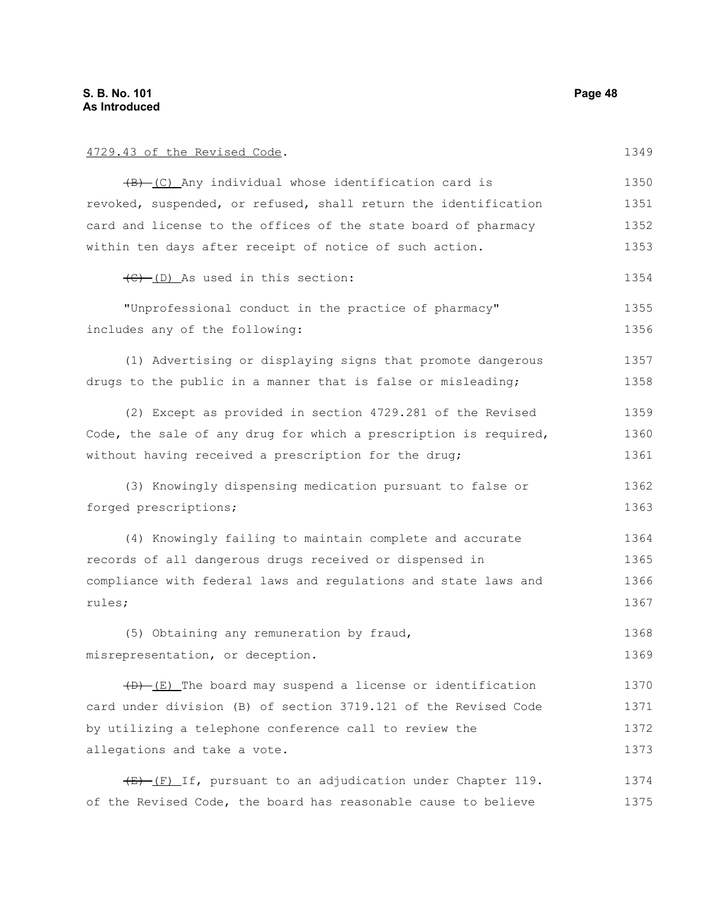4729.43 of the Revised Code.

~~(B)~~ (C) Any individual whose identification card is revoked, suspended, or refused, shall return the identification card and license to the offices of the state board of pharmacy within ten days after receipt of notice of such action.

~~(C)~~ (D) As used in this section:

"Unprofessional conduct in the practice of pharmacy" includes any of the following:

(1) Advertising or displaying signs that promote dangerous drugs to the public in a manner that is false or misleading;

(2) Except as provided in section 4729.281 of the Revised Code, the sale of any drug for which a prescription is required, without having received a prescription for the drug;

(3) Knowingly dispensing medication pursuant to false or forged prescriptions;

(4) Knowingly failing to maintain complete and accurate records of all dangerous drugs received or dispensed in compliance with federal laws and regulations and state laws and rules;

(5) Obtaining any remuneration by fraud, misrepresentation, or deception.

~~(D)~~ (E) The board may suspend a license or identification card under division (B) of section 3719.121 of the Revised Code by utilizing a telephone conference call to review the allegations and take a vote.

~~(E)~~ (F) If, pursuant to an adjudication under Chapter 119. of the Revised Code, the board has reasonable cause to believe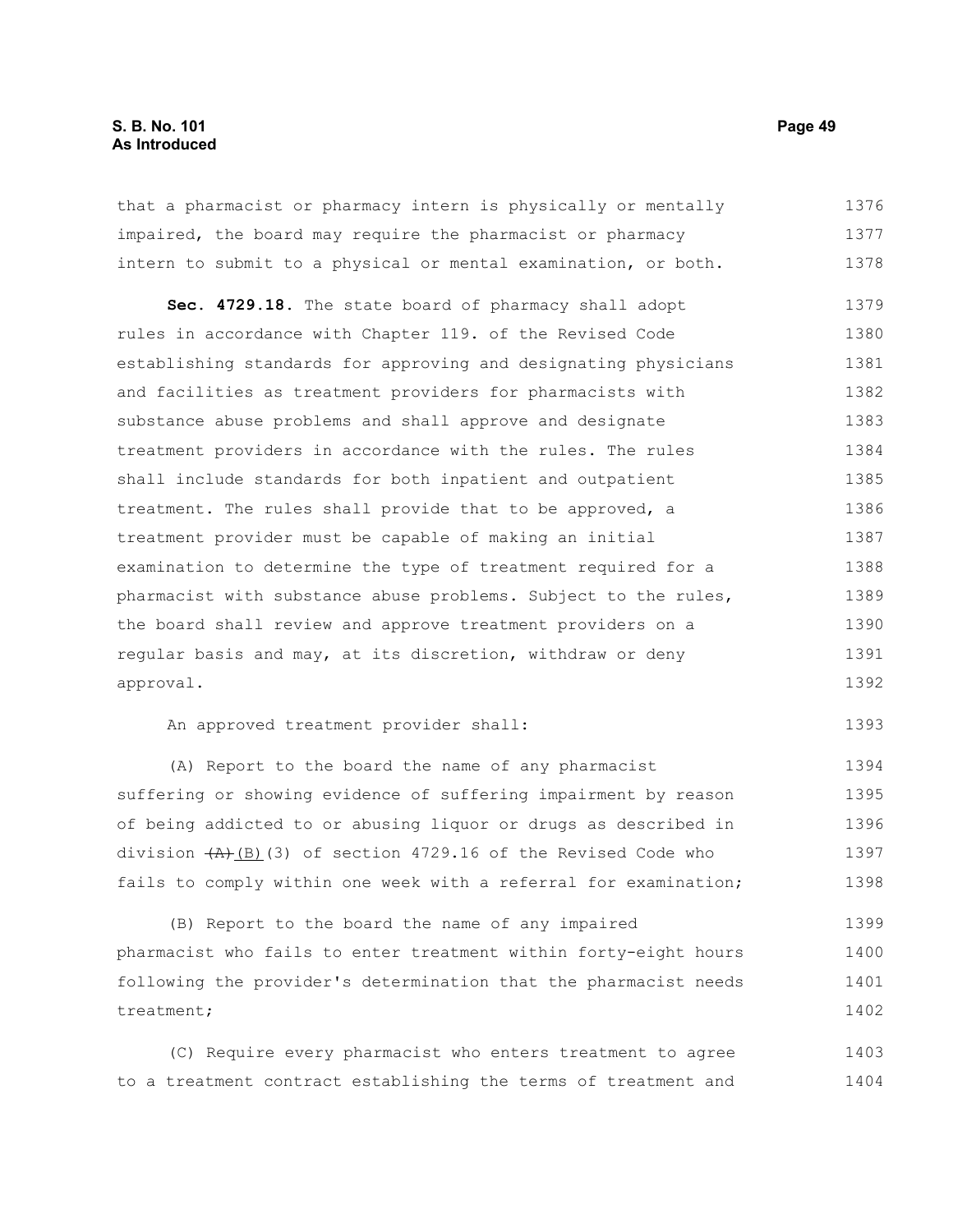that a pharmacist or pharmacy intern is physically or mentally impaired, the board may require the pharmacist or pharmacy intern to submit to a physical or mental examination, or both.

**Sec. 4729.18.** The state board of pharmacy shall adopt rules in accordance with Chapter 119. of the Revised Code establishing standards for approving and designating physicians and facilities as treatment providers for pharmacists with substance abuse problems and shall approve and designate treatment providers in accordance with the rules. The rules shall include standards for both inpatient and outpatient treatment. The rules shall provide that to be approved, a treatment provider must be capable of making an initial examination to determine the type of treatment required for a pharmacist with substance abuse problems. Subject to the rules, the board shall review and approve treatment providers on a regular basis and may, at its discretion, withdraw or deny approval.

An approved treatment provider shall:

(A) Report to the board the name of any pharmacist suffering or showing evidence of suffering impairment by reason of being addicted to or abusing liquor or drugs as described in division ~~(A)~~(B)(3) of section 4729.16 of the Revised Code who fails to comply within one week with a referral for examination;

(B) Report to the board the name of any impaired pharmacist who fails to enter treatment within forty-eight hours following the provider's determination that the pharmacist needs treatment;

(C) Require every pharmacist who enters treatment to agree to a treatment contract establishing the terms of treatment and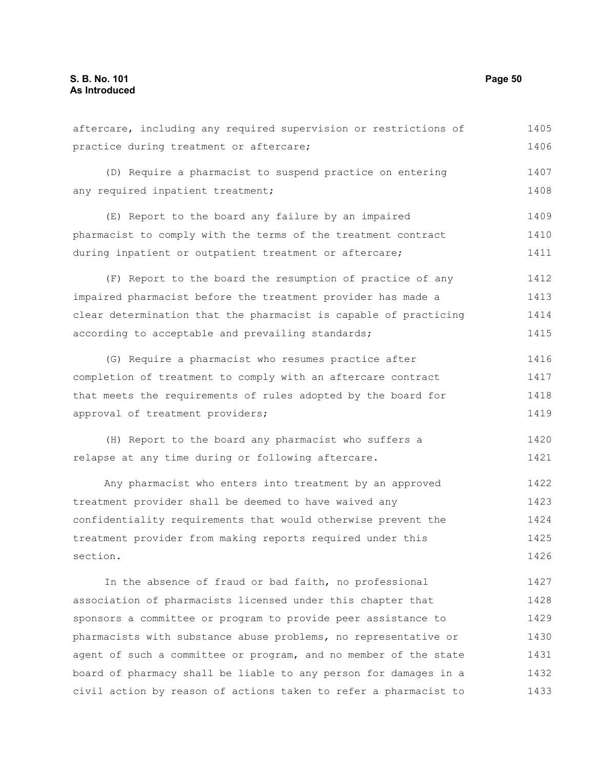aftercare, including any required supervision or restrictions of practice during treatment or aftercare;

(D) Require a pharmacist to suspend practice on entering any required inpatient treatment;

(E) Report to the board any failure by an impaired pharmacist to comply with the terms of the treatment contract during inpatient or outpatient treatment or aftercare;

(F) Report to the board the resumption of practice of any impaired pharmacist before the treatment provider has made a clear determination that the pharmacist is capable of practicing according to acceptable and prevailing standards;

(G) Require a pharmacist who resumes practice after completion of treatment to comply with an aftercare contract that meets the requirements of rules adopted by the board for approval of treatment providers;

(H) Report to the board any pharmacist who suffers a relapse at any time during or following aftercare.

Any pharmacist who enters into treatment by an approved treatment provider shall be deemed to have waived any confidentiality requirements that would otherwise prevent the treatment provider from making reports required under this section.

In the absence of fraud or bad faith, no professional association of pharmacists licensed under this chapter that sponsors a committee or program to provide peer assistance to pharmacists with substance abuse problems, no representative or agent of such a committee or program, and no member of the state board of pharmacy shall be liable to any person for damages in a civil action by reason of actions taken to refer a pharmacist to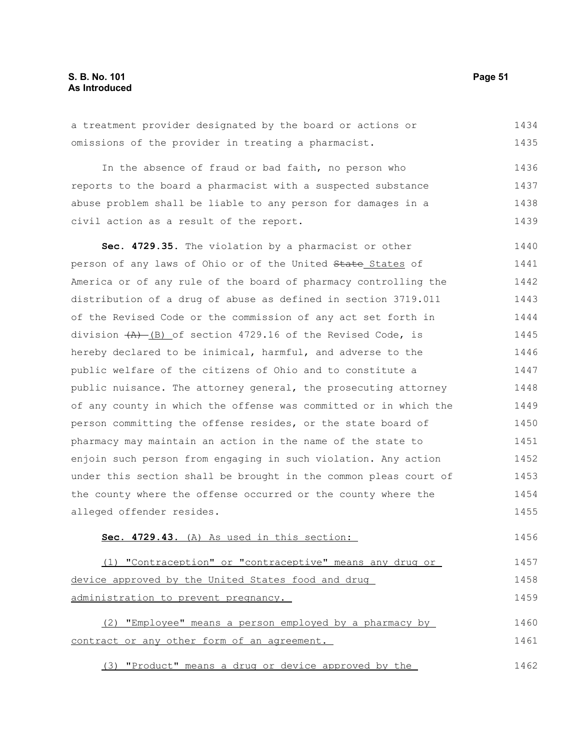a treatment provider designated by the board or actions or omissions of the provider in treating a pharmacist.

In the absence of fraud or bad faith, no person who reports to the board a pharmacist with a suspected substance abuse problem shall be liable to any person for damages in a civil action as a result of the report.

**Sec. 4729.35.** The violation by a pharmacist or other person of any laws of Ohio or of the United ~~State~~ States of America or of any rule of the board of pharmacy controlling the distribution of a drug of abuse as defined in section 3719.011 of the Revised Code or the commission of any act set forth in division ~~(A)~~ (B) of section 4729.16 of the Revised Code, is hereby declared to be inimical, harmful, and adverse to the public welfare of the citizens of Ohio and to constitute a public nuisance. The attorney general, the prosecuting attorney of any county in which the offense was committed or in which the person committing the offense resides, or the state board of pharmacy may maintain an action in the name of the state to enjoin such person from engaging in such violation. Any action under this section shall be brought in the common pleas court of the county where the offense occurred or the county where the alleged offender resides.

**Sec. 4729.43.** (A) As used in this section:

(1) "Contraception" or "contraceptive" means any drug or device approved by the United States food and drug administration to prevent pregnancy.

(2) "Employee" means a person employed by a pharmacy by contract or any other form of an agreement.

(3) "Product" means a drug or device approved by the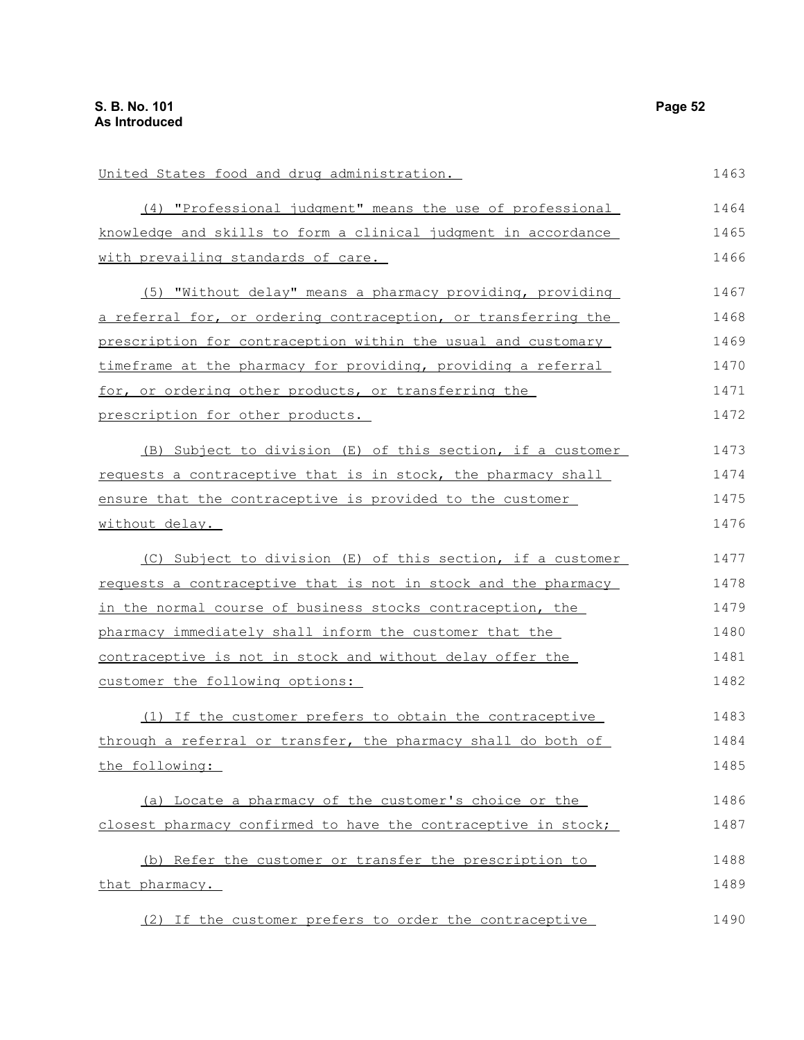United States food and drug administration.

(4) "Professional judgment" means the use of professional knowledge and skills to form a clinical judgment in accordance with prevailing standards of care.

(5) "Without delay" means a pharmacy providing, providing a referral for, or ordering contraception, or transferring the prescription for contraception within the usual and customary timeframe at the pharmacy for providing, providing a referral for, or ordering other products, or transferring the prescription for other products.

(B) Subject to division (E) of this section, if a customer requests a contraceptive that is in stock, the pharmacy shall ensure that the contraceptive is provided to the customer without delay.

(C) Subject to division (E) of this section, if a customer requests a contraceptive that is not in stock and the pharmacy in the normal course of business stocks contraception, the pharmacy immediately shall inform the customer that the contraceptive is not in stock and without delay offer the customer the following options:

(1) If the customer prefers to obtain the contraceptive through a referral or transfer, the pharmacy shall do both of the following:

(a) Locate a pharmacy of the customer's choice or the closest pharmacy confirmed to have the contraceptive in stock;

(b) Refer the customer or transfer the prescription to that pharmacy.

(2) If the customer prefers to order the contraceptive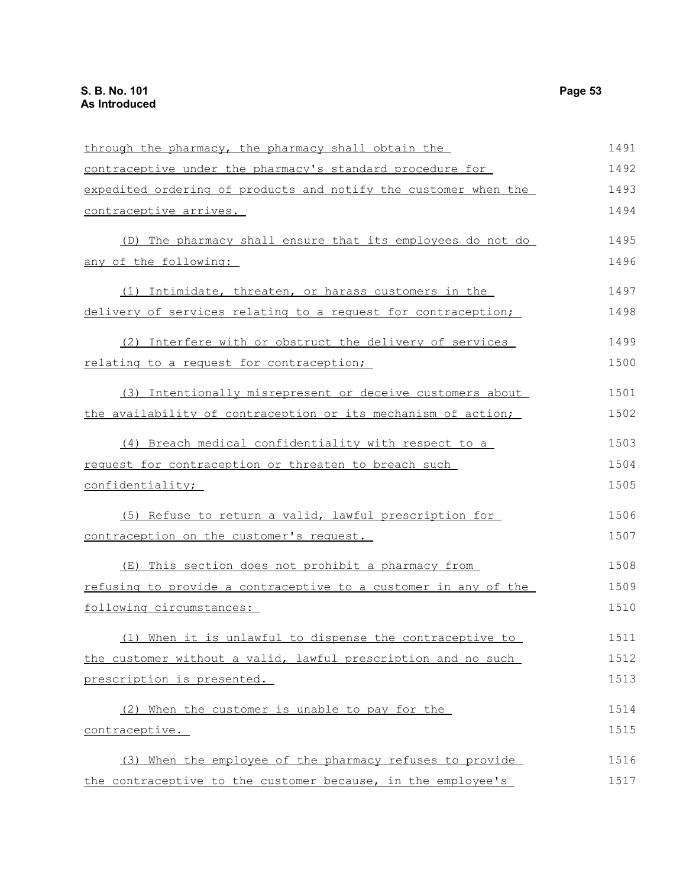through the pharmacy, the pharmacy shall obtain the contraceptive under the pharmacy's standard procedure for expedited ordering of products and notify the customer when the contraceptive arrives.

(D) The pharmacy shall ensure that its employees do not do any of the following:

(1) Intimidate, threaten, or harass customers in the delivery of services relating to a request for contraception;

(2) Interfere with or obstruct the delivery of services relating to a request for contraception;

(3) Intentionally misrepresent or deceive customers about the availability of contraception or its mechanism of action;

(4) Breach medical confidentiality with respect to a request for contraception or threaten to breach such confidentiality;

(5) Refuse to return a valid, lawful prescription for contraception on the customer's request.

(E) This section does not prohibit a pharmacy from refusing to provide a contraceptive to a customer in any of the following circumstances:

(1) When it is unlawful to dispense the contraceptive to the customer without a valid, lawful prescription and no such prescription is presented.

(2) When the customer is unable to pay for the contraceptive.

(3) When the employee of the pharmacy refuses to provide the contraceptive to the customer because, in the employee's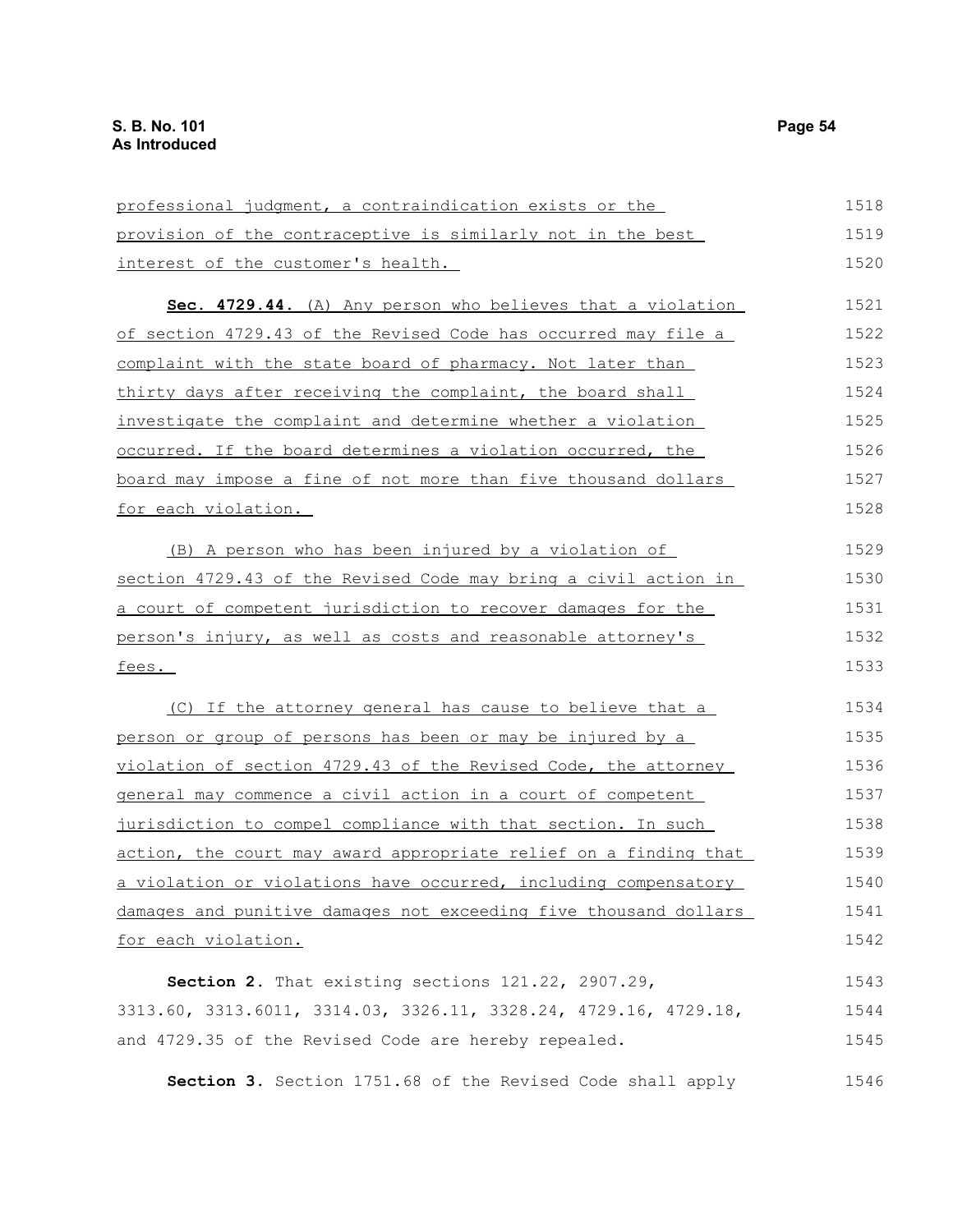professional judgment, a contraindication exists or the provision of the contraceptive is similarly not in the best interest of the customer's health.

**Sec. 4729.44.** (A) Any person who believes that a violation of section 4729.43 of the Revised Code has occurred may file a complaint with the state board of pharmacy. Not later than thirty days after receiving the complaint, the board shall investigate the complaint and determine whether a violation occurred. If the board determines a violation occurred, the board may impose a fine of not more than five thousand dollars for each violation.

(B) A person who has been injured by a violation of section 4729.43 of the Revised Code may bring a civil action in a court of competent jurisdiction to recover damages for the person's injury, as well as costs and reasonable attorney's fees.

(C) If the attorney general has cause to believe that a person or group of persons has been or may be injured by a violation of section 4729.43 of the Revised Code, the attorney general may commence a civil action in a court of competent jurisdiction to compel compliance with that section. In such action, the court may award appropriate relief on a finding that a violation or violations have occurred, including compensatory damages and punitive damages not exceeding five thousand dollars for each violation.

**Section 2.** That existing sections 121.22, 2907.29, 3313.60, 3313.6011, 3314.03, 3326.11, 3328.24, 4729.16, 4729.18, and 4729.35 of the Revised Code are hereby repealed.

**Section 3.** Section 1751.68 of the Revised Code shall apply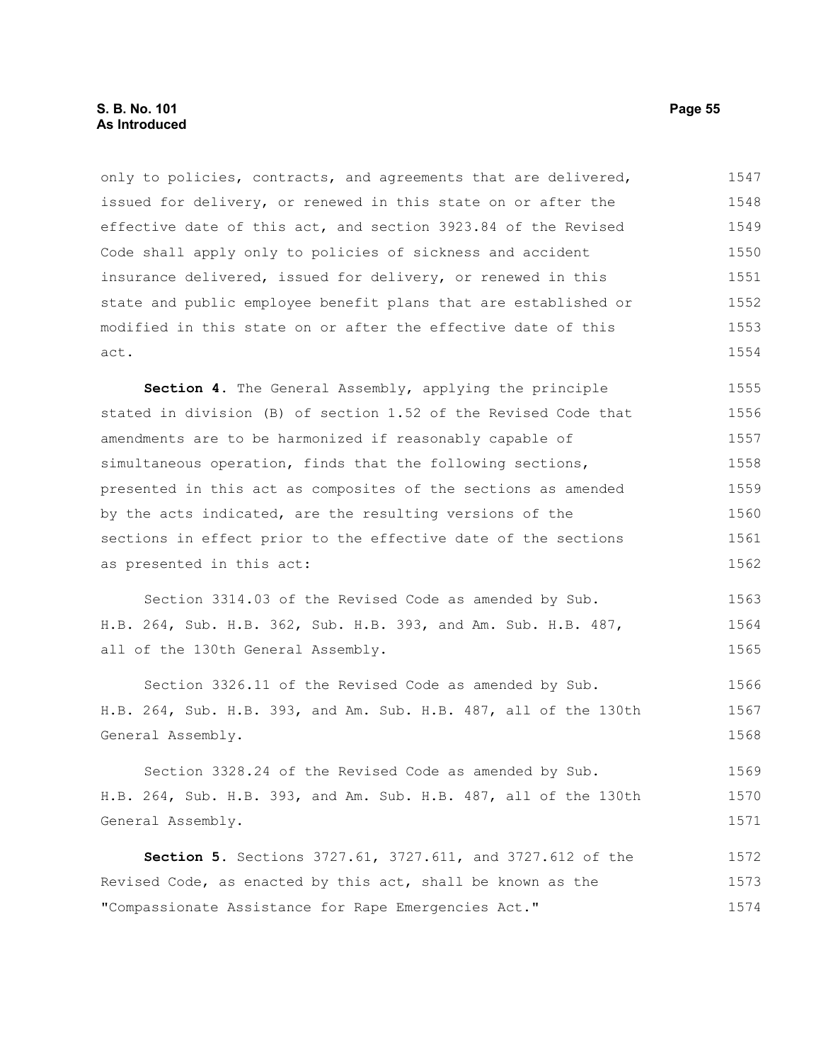only to policies, contracts, and agreements that are delivered, issued for delivery, or renewed in this state on or after the effective date of this act, and section 3923.84 of the Revised Code shall apply only to policies of sickness and accident insurance delivered, issued for delivery, or renewed in this state and public employee benefit plans that are established or modified in this state on or after the effective date of this act.

**Section 4.** The General Assembly, applying the principle stated in division (B) of section 1.52 of the Revised Code that amendments are to be harmonized if reasonably capable of simultaneous operation, finds that the following sections, presented in this act as composites of the sections as amended by the acts indicated, are the resulting versions of the sections in effect prior to the effective date of the sections as presented in this act:

Section 3314.03 of the Revised Code as amended by Sub. H.B. 264, Sub. H.B. 362, Sub. H.B. 393, and Am. Sub. H.B. 487, all of the 130th General Assembly.

Section 3326.11 of the Revised Code as amended by Sub. H.B. 264, Sub. H.B. 393, and Am. Sub. H.B. 487, all of the 130th General Assembly.

Section 3328.24 of the Revised Code as amended by Sub. H.B. 264, Sub. H.B. 393, and Am. Sub. H.B. 487, all of the 130th General Assembly.

**Section 5.** Sections 3727.61, 3727.611, and 3727.612 of the Revised Code, as enacted by this act, shall be known as the "Compassionate Assistance for Rape Emergencies Act."